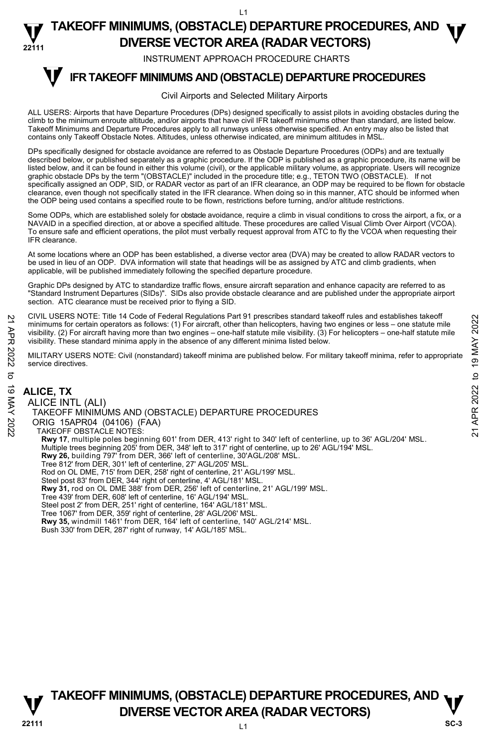# TAKEOFF MINIMUMS, (OBSTACLE) DEPARTURE PROCEDURES, AND DIVERSE VECTOR AREA (RADAR VECTORS)

INSTRUMENT APPROACH PROCEDURE CHARTS

## IFR TAKEOFF MINIMUMS AND (OBSTACLE) DEPARTURE PROCEDURES

Civil Airports and Selected Military Airports

ALL USERS: Airports that have Departure Procedures (DPs) designed specifically to assist pilots in avoiding obstacles during the climb to the minimum enroute altitude, and/or airports that have civil IFR takeoff minimums other than standard, are listed below. Takeoff Minimums and Departure Procedures apply to all runways unless otherwise specified. An entry may also be listed that contains only Takeoff Obstacle Notes. Altitudes, unless otherwise indicated, are minimum altitudes in MSL.

DPs specifically designed for obstacle avoidance are referred to as Obstacle Departure Procedures (ODPs) and are textually described below, or published separately as a graphic procedure. If the ODP is published as a graphic procedure, its name will be listed below, and it can be found in either this volume (civil), or the applicable military volume, as appropriate. Users will recognize graphic obstacle DPs by the term "(OBSTACLE)" included in the procedure title; e.g., TETON TWO (OBSTACLE). If not specifically assigned an ODP, SID, or RADAR vector as part of an IFR clearance, an ODP may be required to be flown for obstacle clearance, even though not specifically stated in the IFR clearance. When doing so in this manner, ATC should be informed when the ODP being used contains a specified route to be flown, restrictions before turning, and/or altitude restrictions.

Some ODPs, which are established solely for obstacle avoidance, require a climb in visual conditions to cross the airport, a fix, or a NAVAID in a specified direction, at or above a specified altitude. These procedures are called Visual Climb Over Airport (VCOA). To ensure safe and efficient operations, the pilot must verbally request approval from ATC to fly the VCOA when requesting their IFR clearance.

At some locations where an ODP has been established, a diverse vector area (DVA) may be created to allow RADAR vectors to be used in lieu of an ODP. DVA information will state that headings will be as assigned by ATC and climb gradients, when applicable, will be published immediately following the specified departure procedure.

Graphic DPs designed by ATC to standardize traffic flows, ensure aircraft separation and enhance capacity are referred to as "Standard Instrument Departures (SIDs)". SIDs also provide obstacle clearance and are published under the appropriate airport section. ATC clearance must be received prior to flying a SID.

CIVIL USERS NOTE: Title 14 Code of Federal Regulations Part 91 prescribes standard takeoff rules and establishes takeoff minimums for certain operators as follows: (1) For aircraft, other than helicopters, having two engines or less – one statute mile visibility. (2) For aircraft having more than two engines – one-half statute mile visibility. (3) For helicopters – one-half statute mile visibility. These standard minima apply in the absence of any different minima listed below.

MILITARY USERS NOTE: Civil (nonstandard) takeoff minima are published below. For military takeoff minima, refer to appropriate service directives.

### ALICE, TX

ALICE INTL (ALI)
TAKEOFF MINIMUMS AND (OBSTACLE) DEPARTURE PROCEDURES
ORIG 15APR04 (04106) (FAA)
TAKEOFF OBSTACLE NOTES:

**Rwy 17**, multiple poles beginning 601' from DER, 413' right to 340' left of centerline, up to 36' AGL/204' MSL.
Multiple trees beginning 205' from DER, 348' left to 317' right of centerline, up to 26' AGL/194' MSL.
**Rwy 26,** building 797' from DER, 366' left of centerline, 30'AGL/208' MSL.
Tree 812' from DER, 301' left of centerline, 27' AGL/205' MSL.
Rod on OL DME, 715' from DER, 258' right of centerline, 21' AGL/199' MSL.
Steel post 83' from DER, 344' right of centerline, 4' AGL/181' MSL.
**Rwy 31,** rod on OL DME 388' from DER, 256' left of centerline, 21' AGL/199' MSL.
Tree 439' from DER, 608' left of centerline, 16' AGL/194' MSL.
Steel post 2' from DER, 251' right of centerline, 164' AGL/181' MSL.
Tree 1067' from DER, 359' right of centerline, 28' AGL/206' MSL.
**Rwy 35,** windmill 1461' from DER, 164' left of centerline, 140' AGL/214' MSL.
Bush 330' from DER, 287' right of runway, 14' AGL/185' MSL.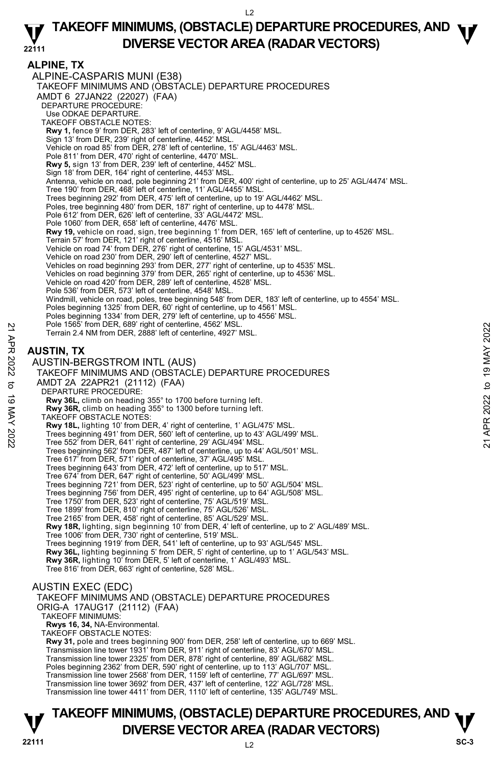## ALPINE, TX

### ALPINE-CASPARIS MUNI (E38)

TAKEOFF MINIMUMS AND (OBSTACLE) DEPARTURE PROCEDURES
AMDT 6 27JAN22 (22027) (FAA)

DEPARTURE PROCEDURE:
Use ODKAE DEPARTURE.

TAKEOFF OBSTACLE NOTES:

**Rwy 1,** fence 9' from DER, 283' left of centerline, 9' AGL/4458' MSL.
Sign 13' from DER, 239' right of centerline, 4452' MSL.
Vehicle on road 85' from DER, 278' left of centerline, 15' AGL/4463' MSL.
Pole 811' from DER, 470' right of centerline, 4470' MSL.

**Rwy 5,** sign 13' from DER, 239' left of centerline, 4452' MSL.
Sign 18' from DER, 164' right of centerline, 4453' MSL.
Antenna, vehicle on road, pole beginning 21' from DER, 400' right of centerline, up to 25' AGL/4474' MSL.
Tree 190' from DER, 468' left of centerline, 11' AGL/4455' MSL.
Trees beginning 292' from DER, 475' left of centerline, up to 19' AGL/4462' MSL.
Poles, tree beginning 480' from DER, 187' right of centerline, up to 4478' MSL.
Pole 612' from DER, 626' left of centerline, 33' AGL/4472' MSL.
Pole 1060' from DER, 658' left of centerline, 4476' MSL.

**Rwy 19,** vehicle on road, sign, tree beginning 1' from DER, 165' left of centerline, up to 4526' MSL.
Terrain 57' from DER, 121' right of centerline, 4516' MSL.
Vehicle on road 74' from DER, 276' right of centerline, 15' AGL/4531' MSL.
Vehicle on road 230' from DER, 290' left of centerline, 4527' MSL.
Vehicles on road beginning 293' from DER, 277' right of centerline, up to 4535' MSL.
Vehicles on road beginning 379' from DER, 265' right of centerline, up to 4536' MSL.
Vehicle on road 420' from DER, 289' left of centerline, 4528' MSL.
Pole 536' from DER, 573' left of centerline, 4548' MSL.
Windmill, vehicle on road, poles, tree beginning 548' from DER, 183' left of centerline, up to 4554' MSL.
Poles beginning 1325' from DER, 60' right of centerline, up to 4561' MSL.
Poles beginning 1334' from DER, 279' left of centerline, up to 4556' MSL.
Pole 1565' from DER, 689' right of centerline, 4562' MSL.
Terrain 2.4 NM from DER, 2888' left of centerline, 4927' MSL.

## AUSTIN, TX

### AUSTIN-BERGSTROM INTL (AUS)

TAKEOFF MINIMUMS AND (OBSTACLE) DEPARTURE PROCEDURES
AMDT 2A 22APR21 (21112) (FAA)

DEPARTURE PROCEDURE:

**Rwy 36L,** climb on heading 355° to 1700 before turning left.
**Rwy 36R,** climb on heading 355° to 1300 before turning left.

TAKEOFF OBSTACLE NOTES:

**Rwy 18L,** lighting 10' from DER, 4' right of centerline, 1' AGL/475' MSL.
Trees beginning 491' from DER, 560' left of centerline, up to 43' AGL/499' MSL.
Tree 552' from DER, 641' right of centerline, 29' AGL/494' MSL.
Trees beginning 562' from DER, 487' left of centerline, up to 44' AGL/501' MSL.
Tree 617' from DER, 571' right of centerline, 37' AGL/495' MSL.
Trees beginning 643' from DER, 472' left of centerline, up to 517' MSL.
Tree 674' from DER, 647' right of centerline, 50' AGL/499' MSL.
Trees beginning 721' from DER, 523' right of centerline, up to 50' AGL/504' MSL.
Trees beginning 756' from DER, 495' right of centerline, up to 64' AGL/508' MSL.
Tree 1750' from DER, 523' right of centerline, 75' AGL/519' MSL.
Tree 1899' from DER, 810' right of centerline, 75' AGL/526' MSL.
Tree 2165' from DER, 458' right of centerline, 85' AGL/529' MSL.

**Rwy 18R,** lighting, sign beginning 10' from DER, 4' left of centerline, up to 2' AGL/489' MSL.
Tree 1006' from DER, 730' right of centerline, 519' MSL.
Trees beginning 1919' from DER, 541' left of centerline, up to 93' AGL/545' MSL.

**Rwy 36L,** lighting beginning 5' from DER, 5' right of centerline, up to 1' AGL/543' MSL.

**Rwy 36R,** lighting 10' from DER, 5' left of centerline, 1' AGL/493' MSL.
Tree 816' from DER, 663' right of centerline, 528' MSL.

### AUSTIN EXEC (EDC)

TAKEOFF MINIMUMS AND (OBSTACLE) DEPARTURE PROCEDURES
ORIG-A 17AUG17 (21112) (FAA)

TAKEOFF MINIMUMS:

**Rwys 16, 34,** NA-Environmental.

TAKEOFF OBSTACLE NOTES:

**Rwy 31,** pole and trees beginning 900' from DER, 258' left of centerline, up to 669' MSL.
Transmission line tower 1931' from DER, 911' right of centerline, 83' AGL/670' MSL.
Transmission line tower 2325' from DER, 878' right of centerline, 89' AGL/682' MSL.
Poles beginning 2362' from DER, 590' right of centerline, up to 113' AGL/707' MSL.
Transmission line tower 2568' from DER, 1159' left of centerline, 77' AGL/697' MSL.
Transmission line tower 3692' from DER, 437' left of centerline, 122' AGL/728' MSL.
Transmission line tower 4411' from DER, 1110' left of centerline, 135' AGL/749' MSL.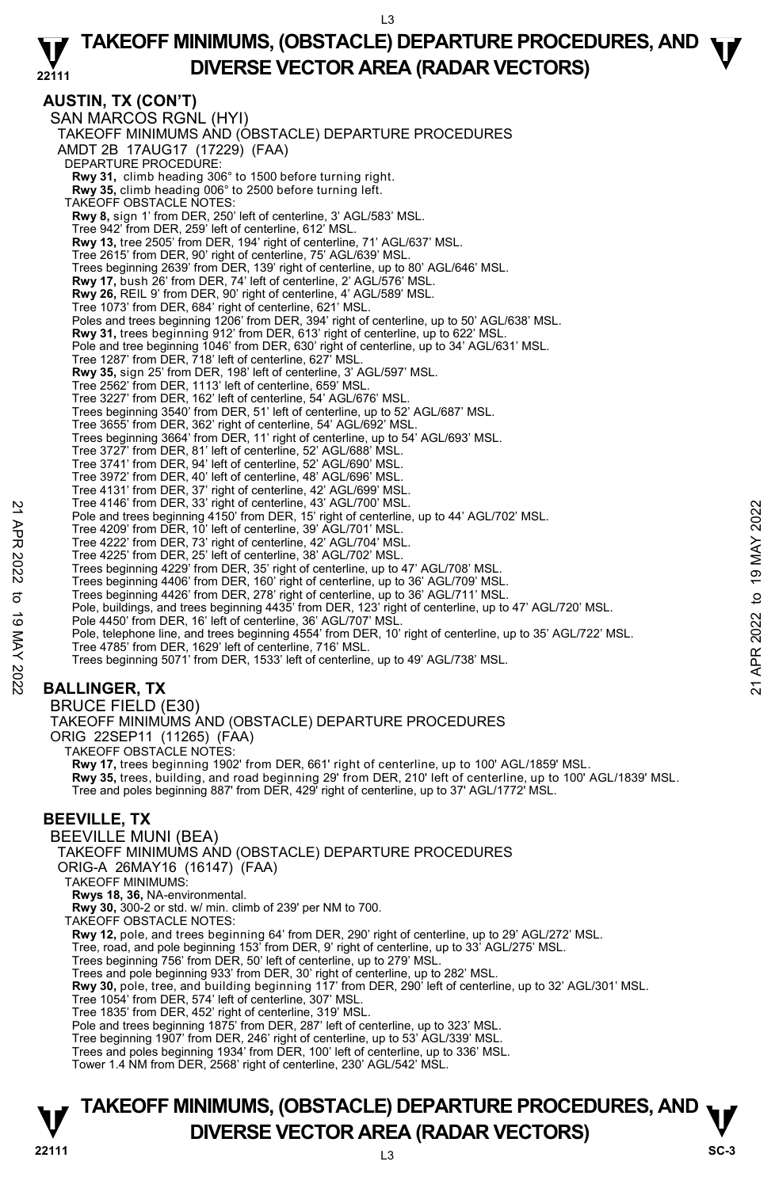## AUSTIN, TX (CON'T)

SAN MARCOS RGNL (HYI)
TAKEOFF MINIMUMS AND (OBSTACLE) DEPARTURE PROCEDURES
AMDT 2B 17AUG17 (17229) (FAA)
DEPARTURE PROCEDURE:
**Rwy 31,** climb heading 306° to 1500 before turning right.
**Rwy 35,** climb heading 006° to 2500 before turning left.
TAKEOFF OBSTACLE NOTES:
**Rwy 8,** sign 1' from DER, 250' left of centerline, 3' AGL/583' MSL.
Tree 942' from DER, 259' left of centerline, 612' MSL.
**Rwy 13,** tree 2505' from DER, 194' right of centerline, 71' AGL/637' MSL.
Tree 2615' from DER, 90' right of centerline, 75' AGL/639' MSL.
Trees beginning 2639' from DER, 139' right of centerline, up to 80' AGL/646' MSL.
**Rwy 17,** bush 26' from DER, 74' left of centerline, 2' AGL/576' MSL.
**Rwy 26,** REIL 9' from DER, 90' right of centerline, 4' AGL/589' MSL.
Tree 1073' from DER, 684' right of centerline, 621' MSL.
Poles and trees beginning 1206' from DER, 394' right of centerline, up to 50' AGL/638' MSL.
**Rwy 31,** trees beginning 912' from DER, 613' right of centerline, up to 622' MSL.
Pole and tree beginning 1046' from DER, 630' right of centerline, up to 34' AGL/631' MSL.
Tree 1287' from DER, 718' left of centerline, 627' MSL.
**Rwy 35,** sign 25' from DER, 198' left of centerline, 3' AGL/597' MSL.
Tree 2562' from DER, 1113' left of centerline, 659' MSL.
Tree 3227' from DER, 162' left of centerline, 54' AGL/676' MSL.
Trees beginning 3540' from DER, 51' left of centerline, up to 52' AGL/687' MSL.
Tree 3655' from DER, 362' right of centerline, 54' AGL/692' MSL.
Trees beginning 3664' from DER, 11' right of centerline, up to 54' AGL/693' MSL.
Tree 3727' from DER, 81' left of centerline, 52' AGL/688' MSL.
Tree 3741' from DER, 94' left of centerline, 52' AGL/690' MSL.
Tree 3972' from DER, 40' left of centerline, 48' AGL/696' MSL.
Tree 4131' from DER, 37' right of centerline, 42' AGL/699' MSL.
Tree 4146' from DER, 33' right of centerline, 43' AGL/700' MSL.
Pole and trees beginning 4150' from DER, 15' right of centerline, up to 44' AGL/702' MSL.
Tree 4209' from DER, 10' left of centerline, 39' AGL/701' MSL.
Tree 4222' from DER, 73' right of centerline, 42' AGL/704' MSL.
Tree 4225' from DER, 25' left of centerline, 38' AGL/702' MSL.
Trees beginning 4229' from DER, 35' right of centerline, up to 47' AGL/708' MSL.
Trees beginning 4406' from DER, 160' right of centerline, up to 36' AGL/709' MSL.
Trees beginning 4426' from DER, 278' right of centerline, up to 36' AGL/711' MSL.
Pole, buildings, and trees beginning 4435' from DER, 123' right of centerline, up to 47' AGL/720' MSL.
Pole 4450' from DER, 16' left of centerline, 36' AGL/707' MSL.
Pole, telephone line, and trees beginning 4554' from DER, 10' right of centerline, up to 35' AGL/722' MSL.
Tree 4785' from DER, 1629' left of centerline, 716' MSL.
Trees beginning 5071' from DER, 1533' left of centerline, up to 49' AGL/738' MSL.

## BALLINGER, TX

BRUCE FIELD (E30)
TAKEOFF MINIMUMS AND (OBSTACLE) DEPARTURE PROCEDURES
ORIG 22SEP11 (11265) (FAA)
TAKEOFF OBSTACLE NOTES:
**Rwy 17,** trees beginning 1902' from DER, 661' right of centerline, up to 100' AGL/1859' MSL.
**Rwy 35,** trees, building, and road beginning 29' from DER, 210' left of centerline, up to 100' AGL/1839' MSL.
Tree and poles beginning 887' from DER, 429' right of centerline, up to 37' AGL/1772' MSL.

## BEEVILLE, TX

BEEVILLE MUNI (BEA)
TAKEOFF MINIMUMS AND (OBSTACLE) DEPARTURE PROCEDURES
ORIG-A 26MAY16 (16147) (FAA)
TAKEOFF MINIMUMS:
**Rwys 18, 36,** NA-environmental.
**Rwy 30,** 300-2 or std. w/ min. climb of 239' per NM to 700.
TAKEOFF OBSTACLE NOTES:
**Rwy 12,** pole, and trees beginning 64' from DER, 290' right of centerline, up to 29' AGL/272' MSL.
Tree, road, and pole beginning 153' from DER, 9' right of centerline, up to 33' AGL/275' MSL.
Trees beginning 756' from DER, 50' left of centerline, up to 279' MSL.
Trees and pole beginning 933' from DER, 30' right of centerline, up to 282' MSL.
**Rwy 30,** pole, tree, and building beginning 117' from DER, 290' left of centerline, up to 32' AGL/301' MSL.
Tree 1054' from DER, 574' left of centerline, 307' MSL.
Tree 1835' from DER, 452' right of centerline, 319' MSL.
Pole and trees beginning 1875' from DER, 287' left of centerline, up to 323' MSL.
Tree beginning 1907' from DER, 246' right of centerline, up to 53' AGL/339' MSL.
Trees and poles beginning 1934' from DER, 100' left of centerline, up to 336' MSL.
Tower 1.4 NM from DER, 2568' right of centerline, 230' AGL/542' MSL.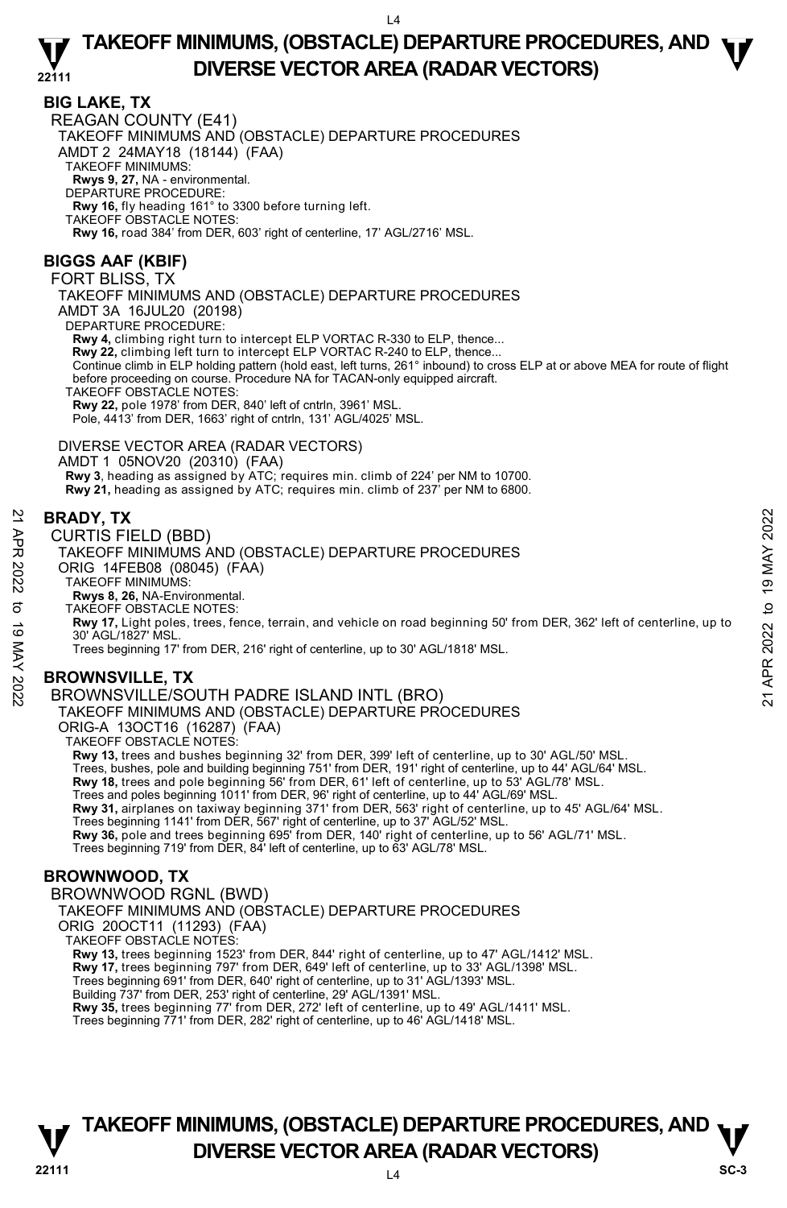## BIG LAKE, TX

REAGAN COUNTY (E41)

TAKEOFF MINIMUMS AND (OBSTACLE) DEPARTURE PROCEDURES

AMDT 2 24MAY18 (18144) (FAA)

TAKEOFF MINIMUMS:

**Rwys 9, 27,** NA - environmental.

DEPARTURE PROCEDURE:

**Rwy 16,** fly heading 161° to 3300 before turning left.

TAKEOFF OBSTACLE NOTES:

**Rwy 16,** road 384' from DER, 603' right of centerline, 17' AGL/2716' MSL.

## BIGGS AAF (KBIF)

FORT BLISS, TX

TAKEOFF MINIMUMS AND (OBSTACLE) DEPARTURE PROCEDURES

AMDT 3A 16JUL20 (20198)

DEPARTURE PROCEDURE:

**Rwy 4,** climbing right turn to intercept ELP VORTAC R-330 to ELP, thence...
**Rwy 22,** climbing left turn to intercept ELP VORTAC R-240 to ELP, thence...
Continue climb in ELP holding pattern (hold east, left turns, 261° inbound) to cross ELP at or above MEA for route of flight before proceeding on course. Procedure NA for TACAN-only equipped aircraft.

TAKEOFF OBSTACLE NOTES:

**Rwy 22,** pole 1978' from DER, 840' left of cntrln, 3961' MSL.
Pole, 4413' from DER, 1663' right of cntrln, 131' AGL/4025' MSL.

DIVERSE VECTOR AREA (RADAR VECTORS)

AMDT 1 05NOV20 (20310) (FAA)

**Rwy 3**, heading as assigned by ATC; requires min. climb of 224' per NM to 10700.
**Rwy 21,** heading as assigned by ATC; requires min. climb of 237' per NM to 6800.

## BRADY, TX

CURTIS FIELD (BBD)

TAKEOFF MINIMUMS AND (OBSTACLE) DEPARTURE PROCEDURES

ORIG 14FEB08 (08045) (FAA)

TAKEOFF MINIMUMS:

**Rwys 8, 26,** NA-Environmental.

TAKEOFF OBSTACLE NOTES:

**Rwy 17,** Light poles, trees, fence, terrain, and vehicle on road beginning 50' from DER, 362' left of centerline, up to 30' AGL/1827' MSL.
Trees beginning 17' from DER, 216' right of centerline, up to 30' AGL/1818' MSL.

## BROWNSVILLE, TX

BROWNSVILLE/SOUTH PADRE ISLAND INTL (BRO)

TAKEOFF MINIMUMS AND (OBSTACLE) DEPARTURE PROCEDURES

ORIG-A 13OCT16 (16287) (FAA)

TAKEOFF OBSTACLE NOTES:

**Rwy 13,** trees and bushes beginning 32' from DER, 399' left of centerline, up to 30' AGL/50' MSL.
Trees, bushes, pole and building beginning 751' from DER, 191' right of centerline, up to 44' AGL/64' MSL.
**Rwy 18,** trees and pole beginning 56' from DER, 61' left of centerline, up to 53' AGL/78' MSL.
Trees and poles beginning 1011' from DER, 96' right of centerline, up to 44' AGL/69' MSL.
**Rwy 31,** airplanes on taxiway beginning 371' from DER, 563' right of centerline, up to 45' AGL/64' MSL.
Trees beginning 1141' from DER, 567' right of centerline, up to 37' AGL/52' MSL.
**Rwy 36,** pole and trees beginning 695' from DER, 140' right of centerline, up to 56' AGL/71' MSL.
Trees beginning 719' from DER, 84' left of centerline, up to 63' AGL/78' MSL.

## BROWNWOOD, TX

BROWNWOOD RGNL (BWD)

TAKEOFF MINIMUMS AND (OBSTACLE) DEPARTURE PROCEDURES

ORIG 20OCT11 (11293) (FAA)

TAKEOFF OBSTACLE NOTES:

**Rwy 13,** trees beginning 1523' from DER, 844' right of centerline, up to 47' AGL/1412' MSL.
**Rwy 17,** trees beginning 797' from DER, 649' left of centerline, up to 33' AGL/1398' MSL.
Trees beginning 691' from DER, 640' right of centerline, up to 31' AGL/1393' MSL.
Building 737' from DER, 253' right of centerline, 29' AGL/1391' MSL.
**Rwy 35,** trees beginning 77' from DER, 272' left of centerline, up to 49' AGL/1411' MSL.
Trees beginning 771' from DER, 282' right of centerline, up to 46' AGL/1418' MSL.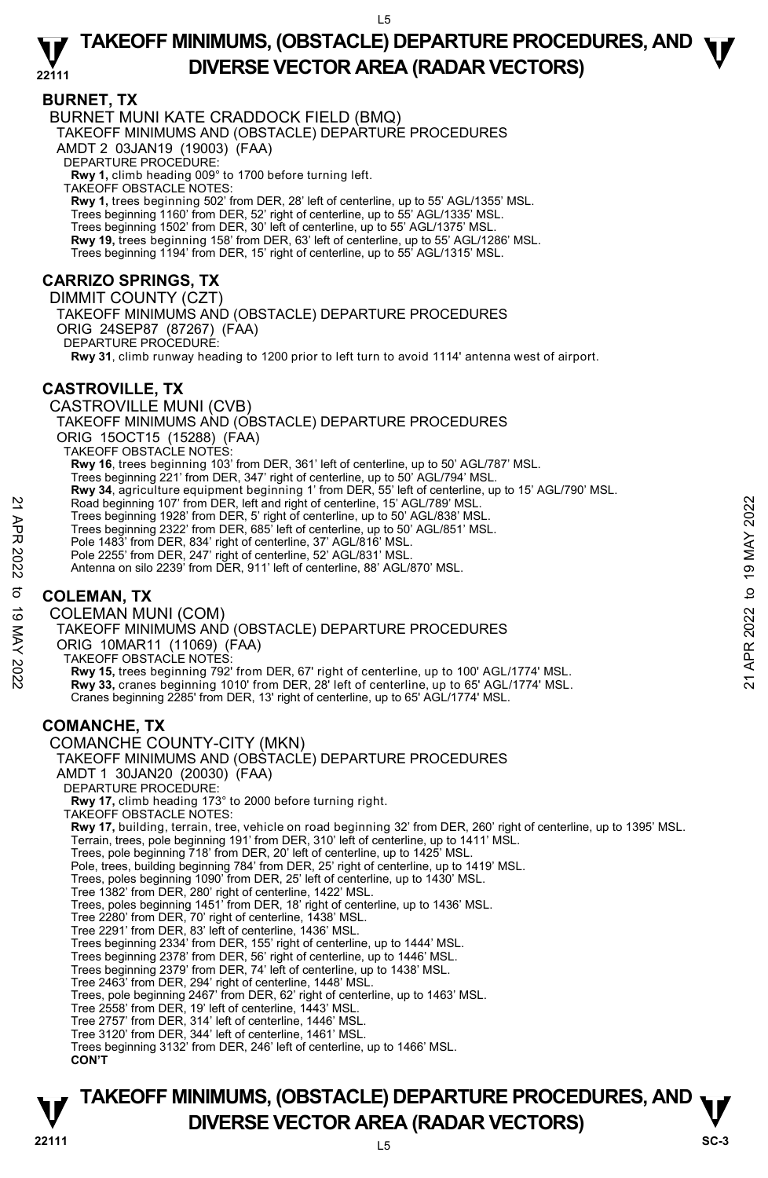## BURNET, TX

BURNET MUNI KATE CRADDOCK FIELD (BMQ)
TAKEOFF MINIMUMS AND (OBSTACLE) DEPARTURE PROCEDURES
AMDT 2 03JAN19 (19003) (FAA)
DEPARTURE PROCEDURE:
**Rwy 1,** climb heading 009° to 1700 before turning left.
TAKEOFF OBSTACLE NOTES:
**Rwy 1,** trees beginning 502' from DER, 28' left of centerline, up to 55' AGL/1355' MSL.
Trees beginning 1160' from DER, 52' right of centerline, up to 55' AGL/1335' MSL.
Trees beginning 1502' from DER, 30' left of centerline, up to 55' AGL/1375' MSL.
**Rwy 19,** trees beginning 158' from DER, 63' left of centerline, up to 55' AGL/1286' MSL.
Trees beginning 1194' from DER, 15' right of centerline, up to 55' AGL/1315' MSL.

## CARRIZO SPRINGS, TX

DIMMIT COUNTY (CZT)
TAKEOFF MINIMUMS AND (OBSTACLE) DEPARTURE PROCEDURES
ORIG 24SEP87 (87267) (FAA)
DEPARTURE PROCEDURE:
**Rwy 31**, climb runway heading to 1200 prior to left turn to avoid 1114' antenna west of airport.

## CASTROVILLE, TX

CASTROVILLE MUNI (CVB)
TAKEOFF MINIMUMS AND (OBSTACLE) DEPARTURE PROCEDURES
ORIG 15OCT15 (15288) (FAA)
TAKEOFF OBSTACLE NOTES:
**Rwy 16**, trees beginning 103' from DER, 361' left of centerline, up to 50' AGL/787' MSL.
Trees beginning 221' from DER, 347' right of centerline, up to 50' AGL/794' MSL.
**Rwy 34**, agriculture equipment beginning 1' from DER, 55' left of centerline, up to 15' AGL/790' MSL.
Road beginning 107' from DER, left and right of centerline, 15' AGL/789' MSL.
Trees beginning 1928' from DER, 5' right of centerline, up to 50' AGL/838' MSL.
Trees beginning 2322' from DER, 685' left of centerline, up to 50' AGL/851' MSL.
Pole 1483' from DER, 834' right of centerline, 37' AGL/816' MSL.
Pole 2255' from DER, 247' right of centerline, 52' AGL/831' MSL.
Antenna on silo 2239' from DER, 911' left of centerline, 88' AGL/870' MSL.

## COLEMAN, TX

COLEMAN MUNI (COM)
TAKEOFF MINIMUMS AND (OBSTACLE) DEPARTURE PROCEDURES
ORIG 10MAR11 (11069) (FAA)
TAKEOFF OBSTACLE NOTES:
**Rwy 15,** trees beginning 792' from DER, 67' right of centerline, up to 100' AGL/1774' MSL.
**Rwy 33,** cranes beginning 1010' from DER, 28' left of centerline, up to 65' AGL/1774' MSL.
Cranes beginning 2285' from DER, 13' right of centerline, up to 65' AGL/1774' MSL.

## COMANCHE, TX

COMANCHE COUNTY-CITY (MKN)
TAKEOFF MINIMUMS AND (OBSTACLE) DEPARTURE PROCEDURES
AMDT 1 30JAN20 (20030) (FAA)
DEPARTURE PROCEDURE:
**Rwy 17,** climb heading 173° to 2000 before turning right.
TAKEOFF OBSTACLE NOTES:
**Rwy 17,** building, terrain, tree, vehicle on road beginning 32' from DER, 260' right of centerline, up to 1395' MSL.
Terrain, trees, pole beginning 191' from DER, 310' left of centerline, up to 1411' MSL.
Trees, pole beginning 718' from DER, 20' left of centerline, up to 1425' MSL.
Pole, trees, building beginning 784' from DER, 25' right of centerline, up to 1419' MSL.
Trees, poles beginning 1090' from DER, 25' left of centerline, up to 1430' MSL.
Tree 1382' from DER, 280' right of centerline, 1422' MSL.
Trees, poles beginning 1451' from DER, 18' right of centerline, up to 1436' MSL.
Tree 2280' from DER, 70' right of centerline, 1438' MSL.
Tree 2291' from DER, 83' left of centerline, 1436' MSL.
Trees beginning 2334' from DER, 155' right of centerline, up to 1444' MSL.
Trees beginning 2378' from DER, 56' right of centerline, up to 1446' MSL.
Trees beginning 2379' from DER, 74' left of centerline, up to 1438' MSL.
Tree 2463' from DER, 294' right of centerline, 1448' MSL.
Trees, pole beginning 2467' from DER, 62' right of centerline, up to 1463' MSL.
Tree 2558' from DER, 19' left of centerline, 1443' MSL.
Tree 2757' from DER, 314' left of centerline, 1446' MSL.
Tree 3120' from DER, 344' left of centerline, 1461' MSL.
Trees beginning 3132' from DER, 246' left of centerline, up to 1466' MSL.
**CON'T**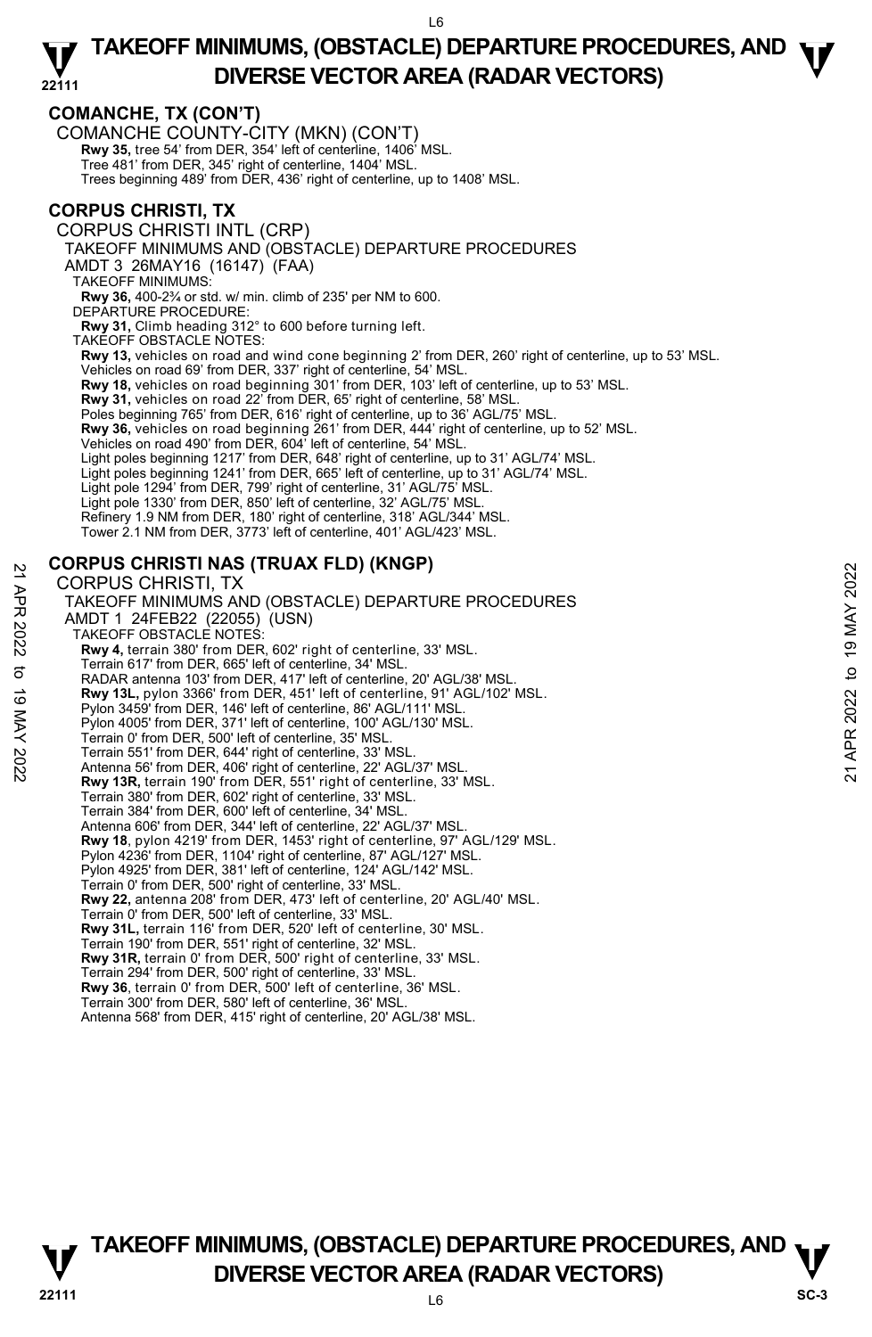## COMANCHE, TX (CON'T)

COMANCHE COUNTY-CITY (MKN) (CON'T)

**Rwy 35,** tree 54' from DER, 354' left of centerline, 1406' MSL.
Tree 481' from DER, 345' right of centerline, 1404' MSL.
Trees beginning 489' from DER, 436' right of centerline, up to 1408' MSL.

## CORPUS CHRISTI, TX

CORPUS CHRISTI INTL (CRP)

TAKEOFF MINIMUMS AND (OBSTACLE) DEPARTURE PROCEDURES

AMDT 3 26MAY16 (16147) (FAA)

TAKEOFF MINIMUMS:

**Rwy 36,** 400-2¾ or std. w/ min. climb of 235' per NM to 600.

DEPARTURE PROCEDURE:

**Rwy 31,** Climb heading 312° to 600 before turning left.

TAKEOFF OBSTACLE NOTES:

**Rwy 13,** vehicles on road and wind cone beginning 2' from DER, 260' right of centerline, up to 53' MSL.
Vehicles on road 69' from DER, 337' right of centerline, 54' MSL.
**Rwy 18,** vehicles on road beginning 301' from DER, 103' left of centerline, up to 53' MSL.
**Rwy 31,** vehicles on road 22' from DER, 65' right of centerline, 58' MSL.
Poles beginning 765' from DER, 616' right of centerline, up to 36' AGL/75' MSL.
**Rwy 36,** vehicles on road beginning 261' from DER, 444' right of centerline, up to 52' MSL.
Vehicles on road 490' from DER, 604' left of centerline, 54' MSL.
Light poles beginning 1217' from DER, 648' right of centerline, up to 31' AGL/74' MSL.
Light poles beginning 1241' from DER, 665' left of centerline, up to 31' AGL/74' MSL.
Light pole 1294' from DER, 799' right of centerline, 31' AGL/75' MSL.
Light pole 1330' from DER, 850' left of centerline, 32' AGL/75' MSL.
Refinery 1.9 NM from DER, 180' right of centerline, 318' AGL/344' MSL.
Tower 2.1 NM from DER, 3773' left of centerline, 401' AGL/423' MSL.

## CORPUS CHRISTI NAS (TRUAX FLD) (KNGP)

CORPUS CHRISTI, TX

TAKEOFF MINIMUMS AND (OBSTACLE) DEPARTURE PROCEDURES

AMDT 1 24FEB22 (22055) (USN)

TAKEOFF OBSTACLE NOTES:

**Rwy 4,** terrain 380' from DER, 602' right of centerline, 33' MSL.
Terrain 617' from DER, 665' left of centerline, 34' MSL.
RADAR antenna 103' from DER, 417' left of centerline, 20' AGL/38' MSL.
**Rwy 13L,** pylon 3366' from DER, 451' left of centerline, 91' AGL/102' MSL.
Pylon 3459' from DER, 146' left of centerline, 86' AGL/111' MSL.
Pylon 4005' from DER, 371' left of centerline, 100' AGL/130' MSL.
Terrain 0' from DER, 500' left of centerline, 35' MSL.
Terrain 551' from DER, 644' right of centerline, 33' MSL.
Antenna 56' from DER, 406' right of centerline, 22' AGL/37' MSL.
**Rwy 13R,** terrain 190' from DER, 551' right of centerline, 33' MSL.
Terrain 380' from DER, 602' right of centerline, 33' MSL.
Terrain 384' from DER, 600' left of centerline, 34' MSL.
Antenna 606' from DER, 344' left of centerline, 22' AGL/37' MSL.
**Rwy 18**, pylon 4219' from DER, 1453' right of centerline, 97' AGL/129' MSL.
Pylon 4236' from DER, 1104' right of centerline, 87' AGL/127' MSL.
Pylon 4925' from DER, 381' left of centerline, 124' AGL/142' MSL.
Terrain 0' from DER, 500' right of centerline, 33' MSL.
**Rwy 22,** antenna 208' from DER, 473' left of centerline, 20' AGL/40' MSL.
Terrain 0' from DER, 500' left of centerline, 33' MSL.
**Rwy 31L,** terrain 116' from DER, 520' left of centerline, 30' MSL.
Terrain 190' from DER, 551' right of centerline, 32' MSL.
**Rwy 31R,** terrain 0' from DER, 500' right of centerline, 33' MSL.
Terrain 294' from DER, 500' right of centerline, 33' MSL.
**Rwy 36**, terrain 0' from DER, 500' left of centerline, 36' MSL.
Terrain 300' from DER, 580' left of centerline, 36' MSL.
Antenna 568' from DER, 415' right of centerline, 20' AGL/38' MSL.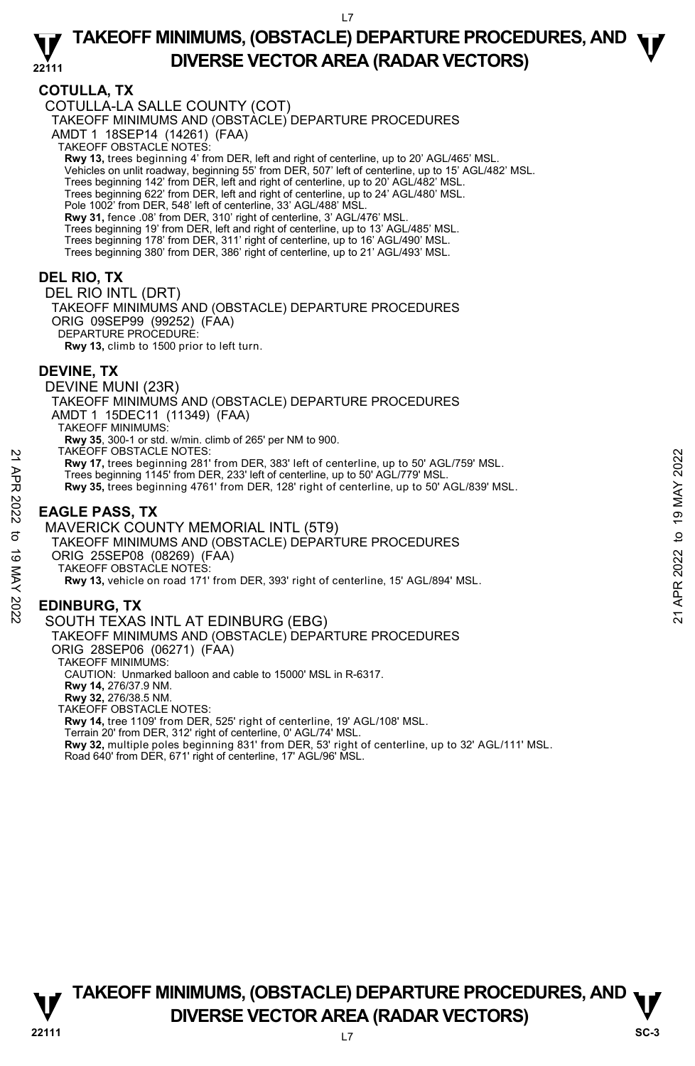## COTULLA, TX

COTULLA-LA SALLE COUNTY (COT)

TAKEOFF MINIMUMS AND (OBSTACLE) DEPARTURE PROCEDURES

AMDT 1 18SEP14 (14261) (FAA)

TAKEOFF OBSTACLE NOTES:

**Rwy 13,** trees beginning 4' from DER, left and right of centerline, up to 20' AGL/465' MSL.
Vehicles on unlit roadway, beginning 55' from DER, 507' left of centerline, up to 15' AGL/482' MSL.
Trees beginning 142' from DER, left and right of centerline, up to 20' AGL/482' MSL.
Trees beginning 622' from DER, left and right of centerline, up to 24' AGL/480' MSL.
Pole 1002' from DER, 548' left of centerline, 33' AGL/488' MSL.
**Rwy 31,** fence .08' from DER, 310' right of centerline, 3' AGL/476' MSL.
Trees beginning 19' from DER, left and right of centerline, up to 13' AGL/485' MSL.
Trees beginning 178' from DER, 311' right of centerline, up to 16' AGL/490' MSL.
Trees beginning 380' from DER, 386' right of centerline, up to 21' AGL/493' MSL.

## DEL RIO, TX

DEL RIO INTL (DRT)

TAKEOFF MINIMUMS AND (OBSTACLE) DEPARTURE PROCEDURES

ORIG 09SEP99 (99252) (FAA)

DEPARTURE PROCEDURE:

**Rwy 13,** climb to 1500 prior to left turn.

## DEVINE, TX

DEVINE MUNI (23R)

TAKEOFF MINIMUMS AND (OBSTACLE) DEPARTURE PROCEDURES

AMDT 1 15DEC11 (11349) (FAA)

TAKEOFF MINIMUMS:

**Rwy 35**, 300-1 or std. w/min. climb of 265' per NM to 900.

TAKEOFF OBSTACLE NOTES:

**Rwy 17,** trees beginning 281' from DER, 383' left of centerline, up to 50' AGL/759' MSL.
Trees beginning 1145' from DER, 233' left of centerline, up to 50' AGL/779' MSL.
**Rwy 35,** trees beginning 4761' from DER, 128' right of centerline, up to 50' AGL/839' MSL.

## EAGLE PASS, TX

MAVERICK COUNTY MEMORIAL INTL (5T9)

TAKEOFF MINIMUMS AND (OBSTACLE) DEPARTURE PROCEDURES

ORIG 25SEP08 (08269) (FAA)

TAKEOFF OBSTACLE NOTES:

**Rwy 13,** vehicle on road 171' from DER, 393' right of centerline, 15' AGL/894' MSL.

## EDINBURG, TX

SOUTH TEXAS INTL AT EDINBURG (EBG)

TAKEOFF MINIMUMS AND (OBSTACLE) DEPARTURE PROCEDURES

ORIG 28SEP06 (06271) (FAA)

TAKEOFF MINIMUMS:

CAUTION: Unmarked balloon and cable to 15000' MSL in R-6317.
**Rwy 14,** 276/37.9 NM.
**Rwy 32,** 276/38.5 NM.

TAKEOFF OBSTACLE NOTES:

**Rwy 14,** tree 1109' from DER, 525' right of centerline, 19' AGL/108' MSL.
Terrain 20' from DER, 312' right of centerline, 0' AGL/74' MSL.
**Rwy 32,** multiple poles beginning 831' from DER, 53' right of centerline, up to 32' AGL/111' MSL.
Road 640' from DER, 671' right of centerline, 17' AGL/96' MSL.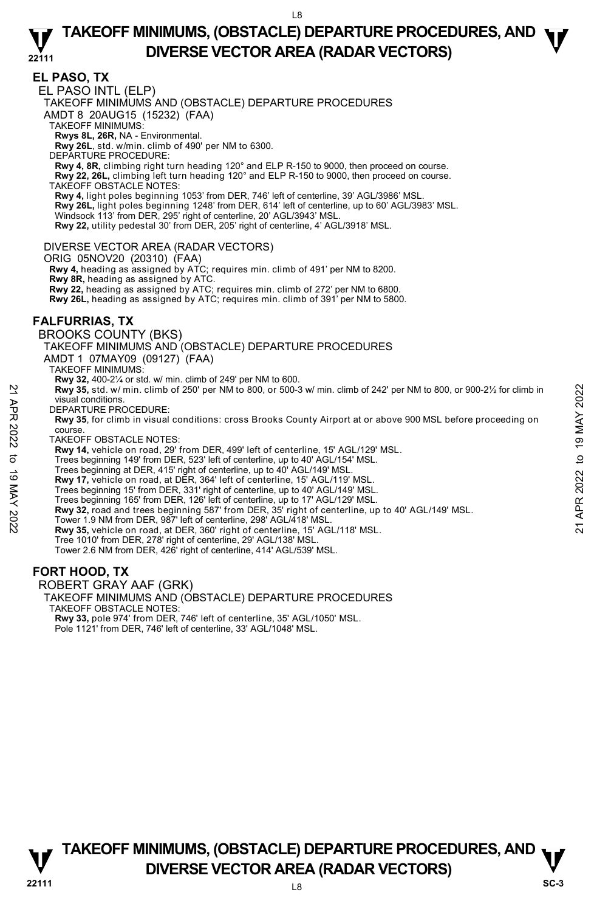## EL PASO, TX

EL PASO INTL (ELP)

TAKEOFF MINIMUMS AND (OBSTACLE) DEPARTURE PROCEDURES

AMDT 8 20AUG15 (15232) (FAA)

TAKEOFF MINIMUMS:

**Rwys 8L, 26R,** NA - Environmental.

**Rwy 26L**, std. w/min. climb of 490' per NM to 6300.

DEPARTURE PROCEDURE:

**Rwy 4, 8R,** climbing right turn heading 120° and ELP R-150 to 9000, then proceed on course.

**Rwy 22, 26L,** climbing left turn heading 120° and ELP R-150 to 9000, then proceed on course.

TAKEOFF OBSTACLE NOTES:

**Rwy 4,** light poles beginning 1053' from DER, 746' left of centerline, 39' AGL/3986' MSL.

**Rwy 26L,** light poles beginning 1248' from DER, 614' left of centerline, up to 60' AGL/3983' MSL.

Windsock 113' from DER, 295' right of centerline, 20' AGL/3943' MSL.

**Rwy 22,** utility pedestal 30' from DER, 205' right of centerline, 4' AGL/3918' MSL.

DIVERSE VECTOR AREA (RADAR VECTORS)

ORIG 05NOV20 (20310) (FAA)

**Rwy 4,** heading as assigned by ATC; requires min. climb of 491' per NM to 8200.

**Rwy 8R,** heading as assigned by ATC.

**Rwy 22,** heading as assigned by ATC; requires min. climb of 272' per NM to 6800.

**Rwy 26L,** heading as assigned by ATC; requires min. climb of 391' per NM to 5800.

## FALFURRIAS, TX

BROOKS COUNTY (BKS)

TAKEOFF MINIMUMS AND (OBSTACLE) DEPARTURE PROCEDURES

AMDT 1 07MAY09 (09127) (FAA)

TAKEOFF MINIMUMS:

**Rwy 32,** 400-2¼ or std. w/ min. climb of 249' per NM to 600.

**Rwy 35,** std. w/ min. climb of 250' per NM to 800, or 500-3 w/ min. climb of 242' per NM to 800, or 900-2½ for climb in visual conditions.

DEPARTURE PROCEDURE:

**Rwy 35**, for climb in visual conditions: cross Brooks County Airport at or above 900 MSL before proceeding on course.

TAKEOFF OBSTACLE NOTES:

**Rwy 14,** vehicle on road, 29' from DER, 499' left of centerline, 15' AGL/129' MSL.

Trees beginning 149' from DER, 523' left of centerline, up to 40' AGL/154' MSL.

Trees beginning at DER, 415' right of centerline, up to 40' AGL/149' MSL.

**Rwy 17,** vehicle on road, at DER, 364' left of centerline, 15' AGL/119' MSL.

Trees beginning 15' from DER, 331' right of centerline, up to 40' AGL/149' MSL.

Trees beginning 165' from DER, 126' left of centerline, up to 17' AGL/129' MSL.

**Rwy 32,** road and trees beginning 587' from DER, 35' right of centerline, up to 40' AGL/149' MSL.

Tower 1.9 NM from DER, 987' left of centerline, 298' AGL/418' MSL.

**Rwy 35,** vehicle on road, at DER, 360' right of centerline, 15' AGL/118' MSL.

Tree 1010' from DER, 278' right of centerline, 29' AGL/138' MSL.

Tower 2.6 NM from DER, 426' right of centerline, 414' AGL/539' MSL.

## FORT HOOD, TX

ROBERT GRAY AAF (GRK)

TAKEOFF MINIMUMS AND (OBSTACLE) DEPARTURE PROCEDURES

TAKEOFF OBSTACLE NOTES:

**Rwy 33,** pole 974' from DER, 746' left of centerline, 35' AGL/1050' MSL.

Pole 1121' from DER, 746' left of centerline, 33' AGL/1048' MSL.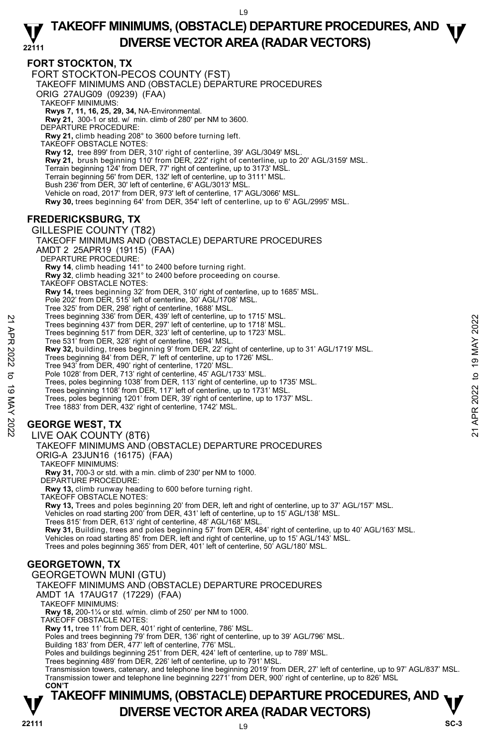# TAKEOFF MINIMUMS, (OBSTACLE) DEPARTURE PROCEDURES, AND DIVERSE VECTOR AREA (RADAR VECTORS)

## FORT STOCKTON, TX

FORT STOCKTON-PECOS COUNTY (FST)
TAKEOFF MINIMUMS AND (OBSTACLE) DEPARTURE PROCEDURES
ORIG 27AUG09 (09239) (FAA)
TAKEOFF MINIMUMS:
**Rwys 7, 11, 16, 25, 29, 34,** NA-Environmental.
**Rwy 21,** 300-1 or std. w/ min. climb of 280' per NM to 3600.
DEPARTURE PROCEDURE:
**Rwy 21,** climb heading 208° to 3600 before turning left.
TAKEOFF OBSTACLE NOTES:
**Rwy 12,** tree 899' from DER, 310' right of centerline, 39' AGL/3049' MSL.
**Rwy 21,** brush beginning 110' from DER, 222' right of centerline, up to 20' AGL/3159' MSL.
Terrain beginning 124' from DER, 77' right of centerline, up to 3173' MSL.
Terrain beginning 56' from DER, 132' left of centerline, up to 3111' MSL.
Bush 236' from DER, 30' left of centerline, 6' AGL/3013' MSL.
Vehicle on road, 2017' from DER, 973' left of centerline, 17' AGL/3066' MSL.
**Rwy 30,** trees beginning 64' from DER, 354' left of centerline, up to 6' AGL/2995' MSL.

## FREDERICKSBURG, TX

GILLESPIE COUNTY (T82)
TAKEOFF MINIMUMS AND (OBSTACLE) DEPARTURE PROCEDURES
AMDT 2 25APR19 (19115) (FAA)
DEPARTURE PROCEDURE:
**Rwy 14**, climb heading 141° to 2400 before turning right.
**Rwy 32**, climb heading 321° to 2400 before proceeding on course.
TAKEOFF OBSTACLE NOTES:
**Rwy 14,** trees beginning 32' from DER, 310' right of centerline, up to 1685' MSL.
Pole 202' from DER, 515' left of centerline, 30' AGL/1708' MSL.
Tree 325' from DER, 298' right of centerline, 1688' MSL.
Trees beginning 336' from DER, 439' left of centerline, up to 1715' MSL.
Trees beginning 437' from DER, 297' left of centerline, up to 1718' MSL.
Trees beginning 517' from DER, 323' left of centerline, up to 1723' MSL.
Tree 531' from DER, 328' right of centerline, 1694' MSL.
**Rwy 32,** building, trees beginning 9' from DER, 22' right of centerline, up to 31' AGL/1719' MSL.
Trees beginning 84' from DER, 7' left of centerline, up to 1726' MSL.
Tree 943' from DER, 490' right of centerline, 1720' MSL.
Pole 1028' from DER, 713' right of centerline, 45' AGL/1733' MSL.
Trees, poles beginning 1038' from DER, 113' right of centerline, up to 1735' MSL.
Trees beginning 1108' from DER, 117' left of centerline, up to 1731' MSL.
Trees, poles beginning 1201' from DER, 39' right of centerline, up to 1737' MSL.
Tree 1883' from DER, 432' right of centerline, 1742' MSL.

## GEORGE WEST, TX

LIVE OAK COUNTY (8T6)
TAKEOFF MINIMUMS AND (OBSTACLE) DEPARTURE PROCEDURES
ORIG-A 23JUN16 (16175) (FAA)
TAKEOFF MINIMUMS:
**Rwy 31,** 700-3 or std. with a min. climb of 230' per NM to 1000.
DEPARTURE PROCEDURE:
**Rwy 13,** climb runway heading to 600 before turning right.
TAKEOFF OBSTACLE NOTES:
**Rwy 13,** Trees and poles beginning 20' from DER, left and right of centerline, up to 37' AGL/157' MSL.
Vehicles on road starting 200' from DER, 431' left of centerline, up to 15' AGL/138' MSL.
Trees 815' from DER, 613' right of centerline, 48' AGL/168' MSL.
**Rwy 31,** Building, trees and poles beginning 57' from DER, 484' right of centerline, up to 40' AGL/163' MSL.
Vehicles on road starting 85' from DER, left and right of centerline, up to 15' AGL/143' MSL.
Trees and poles beginning 365' from DER, 401' left of centerline, 50' AGL/180' MSL.

## GEORGETOWN, TX

GEORGETOWN MUNI (GTU)
TAKEOFF MINIMUMS AND (OBSTACLE) DEPARTURE PROCEDURES
AMDT 1A 17AUG17 (17229) (FAA)
TAKEOFF MINIMUMS:
**Rwy 18,** 200-1¼ or std. w/min. climb of 250' per NM to 1000.
TAKEOFF OBSTACLE NOTES:
**Rwy 11,** tree 11' from DER, 401' right of centerline, 786' MSL.
Poles and trees beginning 79' from DER, 136' right of centerline, up to 39' AGL/796' MSL.
Building 183' from DER, 477' left of centerline, 776' MSL.
Poles and buildings beginning 251' from DER, 424' left of centerline, up to 789' MSL.
Trees beginning 489' from DER, 226' left of centerline, up to 791' MSL.
Transmission towers, catenary, and telephone line beginning 2019' from DER, 27' left of centerline, up to 97' AGL/837' MSL.
Transmission tower and telephone line beginning 2271' from DER, 900' right of centerline, up to 826' MSL
**CON'T**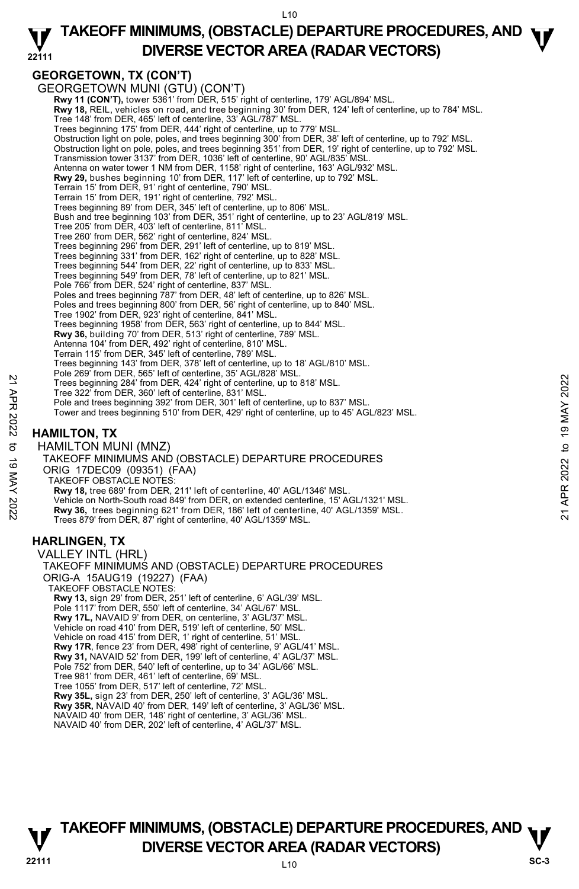## GEORGETOWN, TX (CON'T)

GEORGETOWN MUNI (GTU) (CON'T)

**Rwy 11 (CON'T),** tower 5361' from DER, 515' right of centerline, 179' AGL/894' MSL.
**Rwy 18,** REIL, vehicles on road, and tree beginning 30' from DER, 124' left of centerline, up to 784' MSL.
Tree 148' from DER, 465' left of centerline, 33' AGL/787' MSL.
Trees beginning 175' from DER, 444' right of centerline, up to 779' MSL.
Obstruction light on pole, poles, and trees beginning 300' from DER, 38' left of centerline, up to 792' MSL.
Obstruction light on pole, poles, and trees beginning 351' from DER, 19' right of centerline, up to 792' MSL.
Transmission tower 3137' from DER, 1036' left of centerline, 90' AGL/835' MSL.
Antenna on water tower 1 NM from DER, 1158' right of centerline, 163' AGL/932' MSL.
**Rwy 29,** bushes beginning 10' from DER, 117' left of centerline, up to 792' MSL.
Terrain 15' from DER, 91' right of centerline, 790' MSL.
Terrain 15' from DER, 191' right of centerline, 792' MSL.
Trees beginning 89' from DER, 345' left of centerline, up to 806' MSL.
Bush and tree beginning 103' from DER, 351' right of centerline, up to 23' AGL/819' MSL.
Tree 205' from DER, 403' left of centerline, 811' MSL.
Tree 260' from DER, 562' right of centerline, 824' MSL.
Trees beginning 296' from DER, 291' left of centerline, up to 819' MSL.
Trees beginning 331' from DER, 162' right of centerline, up to 828' MSL.
Trees beginning 544' from DER, 22' right of centerline, up to 833' MSL.
Trees beginning 549' from DER, 78' left of centerline, up to 821' MSL.
Pole 766' from DER, 524' right of centerline, 837' MSL.
Poles and trees beginning 787' from DER, 48' left of centerline, up to 826' MSL.
Poles and trees beginning 800' from DER, 56' right of centerline, up to 840' MSL.
Tree 1902' from DER, 923' right of centerline, 841' MSL.
Trees beginning 1958' from DER, 563' right of centerline, up to 844' MSL.
**Rwy 36,** building 70' from DER, 513' right of centerline, 789' MSL.
Antenna 104' from DER, 492' right of centerline, 810' MSL.
Terrain 115' from DER, 345' left of centerline, 789' MSL.
Trees beginning 143' from DER, 378' left of centerline, up to 18' AGL/810' MSL.
Pole 269' from DER, 565' left of centerline, 35' AGL/828' MSL.
Trees beginning 284' from DER, 424' right of centerline, up to 818' MSL.
Tree 322' from DER, 360' left of centerline, 831' MSL.
Pole and trees beginning 392' from DER, 301' left of centerline, up to 837' MSL.
Tower and trees beginning 510' from DER, 429' right of centerline, up to 45' AGL/823' MSL.

## HAMILTON, TX

HAMILTON MUNI (MNZ)
TAKEOFF MINIMUMS AND (OBSTACLE) DEPARTURE PROCEDURES
ORIG 17DEC09 (09351) (FAA)
TAKEOFF OBSTACLE NOTES:

**Rwy 18,** tree 689' from DER, 211' left of centerline, 40' AGL/1346' MSL.
Vehicle on North-South road 849' from DER, on extended centerline, 15' AGL/1321' MSL.
**Rwy 36,** trees beginning 621' from DER, 186' left of centerline, 40' AGL/1359' MSL.
Trees 879' from DER, 87' right of centerline, 40' AGL/1359' MSL.

## HARLINGEN, TX

VALLEY INTL (HRL)
TAKEOFF MINIMUMS AND (OBSTACLE) DEPARTURE PROCEDURES
ORIG-A 15AUG19 (19227) (FAA)
TAKEOFF OBSTACLE NOTES:

**Rwy 13,** sign 29' from DER, 251' left of centerline, 6' AGL/39' MSL.
Pole 1117' from DER, 550' left of centerline, 34' AGL/67' MSL.
**Rwy 17L,** NAVAID 9' from DER, on centerline, 3' AGL/37' MSL.
Vehicle on road 410' from DER, 519' left of centerline, 50' MSL.
Vehicle on road 415' from DER, 1' right of centerline, 51' MSL.
**Rwy 17R**, fence 23' from DER, 498' right of centerline, 9' AGL/41' MSL.
**Rwy 31,** NAVAID 52' from DER, 199' left of centerline, 4' AGL/37' MSL.
Pole 752' from DER, 540' left of centerline, up to 34' AGL/66' MSL.
Tree 981' from DER, 461' left of centerline, 69' MSL.
Tree 1055' from DER, 517' left of centerline, 72' MSL.
**Rwy 35L,** sign 23' from DER, 250' left of centerline, 3' AGL/36' MSL.
**Rwy 35R,** NAVAID 40' from DER, 149' left of centerline, 3' AGL/36' MSL.
NAVAID 40' from DER, 148' right of centerline, 3' AGL/36' MSL.
NAVAID 40' from DER, 202' left of centerline, 4' AGL/37' MSL.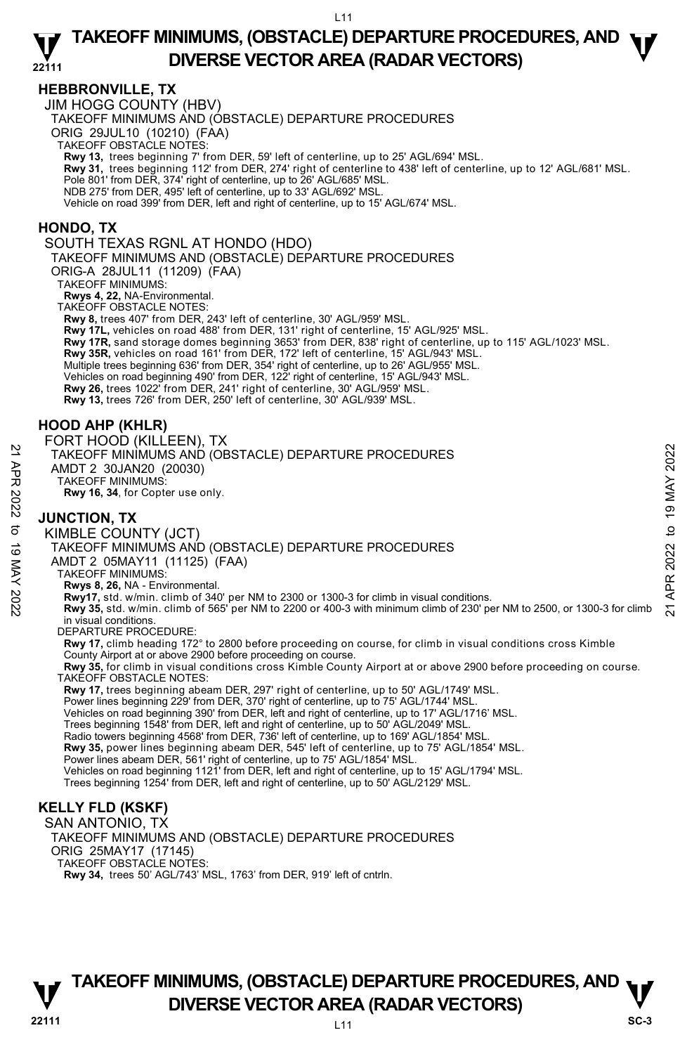## HEBBRONVILLE, TX

JIM HOGG COUNTY (HBV)
TAKEOFF MINIMUMS AND (OBSTACLE) DEPARTURE PROCEDURES
ORIG 29JUL10 (10210) (FAA)
TAKEOFF OBSTACLE NOTES:
**Rwy 13,** trees beginning 7' from DER, 59' left of centerline, up to 25' AGL/694' MSL.
**Rwy 31,** trees beginning 112' from DER, 274' right of centerline to 438' left of centerline, up to 12' AGL/681' MSL.
Pole 801' from DER, 374' right of centerline, up to 26' AGL/685' MSL.
NDB 275' from DER, 495' left of centerline, up to 33' AGL/692' MSL.
Vehicle on road 399' from DER, left and right of centerline, up to 15' AGL/674' MSL.

## HONDO, TX

SOUTH TEXAS RGNL AT HONDO (HDO)
TAKEOFF MINIMUMS AND (OBSTACLE) DEPARTURE PROCEDURES
ORIG-A 28JUL11 (11209) (FAA)
TAKEOFF MINIMUMS:
**Rwys 4, 22,** NA-Environmental.
TAKEOFF OBSTACLE NOTES:
**Rwy 8,** trees 407' from DER, 243' left of centerline, 30' AGL/959' MSL.
**Rwy 17L,** vehicles on road 488' from DER, 131' right of centerline, 15' AGL/925' MSL.
**Rwy 17R,** sand storage domes beginning 3653' from DER, 838' right of centerline, up to 115' AGL/1023' MSL.
**Rwy 35R,** vehicles on road 161' from DER, 172' left of centerline, 15' AGL/943' MSL.
Multiple trees beginning 636' from DER, 354' right of centerline, up to 26' AGL/955' MSL.
Vehicles on road beginning 490' from DER, 122' right of centerline, 15' AGL/943' MSL.
**Rwy 26,** trees 1022' from DER, 241' right of centerline, 30' AGL/959' MSL.
**Rwy 13,** trees 726' from DER, 250' left of centerline, 30' AGL/939' MSL.

## HOOD AHP (KHLR)

FORT HOOD (KILLEEN), TX
TAKEOFF MINIMUMS AND (OBSTACLE) DEPARTURE PROCEDURES
AMDT 2 30JAN20 (20030)
TAKEOFF MINIMUMS:
**Rwy 16, 34**, for Copter use only.

## JUNCTION, TX

KIMBLE COUNTY (JCT)
TAKEOFF MINIMUMS AND (OBSTACLE) DEPARTURE PROCEDURES
AMDT 2 05MAY11 (11125) (FAA)
TAKEOFF MINIMUMS:
**Rwys 8, 26,** NA - Environmental.
**Rwy17,** std. w/min. climb of 340' per NM to 2300 or 1300-3 for climb in visual conditions.
**Rwy 35,** std. w/min. climb of 565' per NM to 2200 or 400-3 with minimum climb of 230' per NM to 2500, or 1300-3 for climb in visual conditions.
DEPARTURE PROCEDURE:
**Rwy 17,** climb heading 172° to 2800 before proceeding on course, for climb in visual conditions cross Kimble County Airport at or above 2900 before proceeding on course.
**Rwy 35,** for climb in visual conditions cross Kimble County Airport at or above 2900 before proceeding on course.
TAKEOFF OBSTACLE NOTES:
**Rwy 17,** trees beginning abeam DER, 297' right of centerline, up to 50' AGL/1749' MSL.
Power lines beginning 229' from DER, 370' right of centerline, up to 75' AGL/1744' MSL.
Vehicles on road beginning 390' from DER, left and right of centerline, up to 17' AGL/1716' MSL.
Trees beginning 1548' from DER, left and right of centerline, up to 50' AGL/2049' MSL.
Radio towers beginning 4568' from DER, 736' left of centerline, up to 169' AGL/1854' MSL.
**Rwy 35,** power lines beginning abeam DER, 545' left of centerline, up to 75' AGL/1854' MSL.
Power lines abeam DER, 561' right of centerline, up to 75' AGL/1854' MSL.
Vehicles on road beginning 1121' from DER, left and right of centerline, up to 15' AGL/1794' MSL.
Trees beginning 1254' from DER, left and right of centerline, up to 50' AGL/2129' MSL.

## KELLY FLD (KSKF)

SAN ANTONIO, TX
TAKEOFF MINIMUMS AND (OBSTACLE) DEPARTURE PROCEDURES
ORIG 25MAY17 (17145)
TAKEOFF OBSTACLE NOTES:
**Rwy 34,** trees 50' AGL/743' MSL, 1763' from DER, 919' left of cntrln.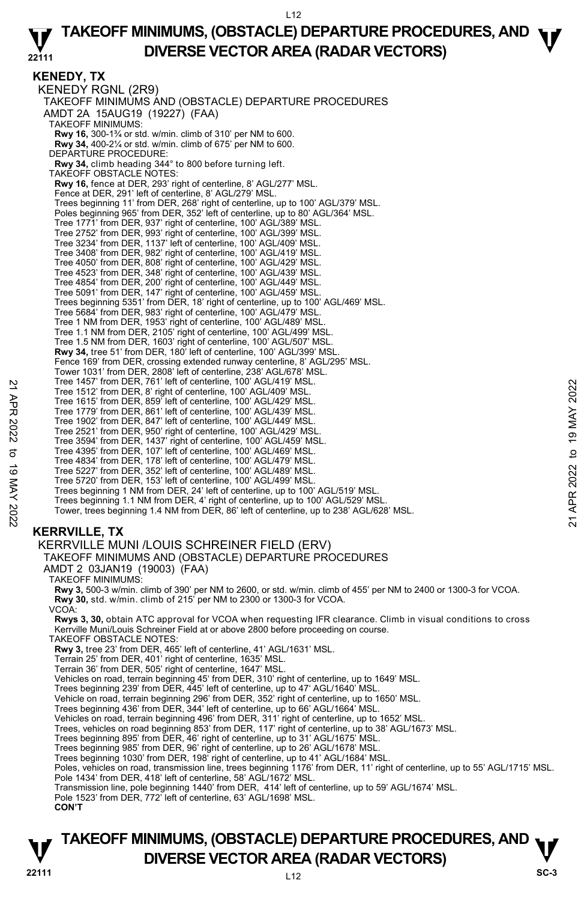**KENEDY, TX**

KENEDY RGNL (2R9)

TAKEOFF MINIMUMS AND (OBSTACLE) DEPARTURE PROCEDURES

AMDT 2A 15AUG19 (19227) (FAA)

TAKEOFF MINIMUMS:

**Rwy 16,** 300-1¾ or std. w/min. climb of 310' per NM to 600.

**Rwy 34,** 400-2¼ or std. w/min. climb of 675' per NM to 600.

DEPARTURE PROCEDURE:

**Rwy 34,** climb heading 344° to 800 before turning left.

TAKEOFF OBSTACLE NOTES:

**Rwy 16,** fence at DER, 293' right of centerline, 8' AGL/277' MSL.
Fence at DER, 291' left of centerline, 8' AGL/279' MSL.
Trees beginning 11' from DER, 268' right of centerline, up to 100' AGL/379' MSL.
Poles beginning 965' from DER, 352' left of centerline, up to 80' AGL/364' MSL.
Tree 1771' from DER, 937' right of centerline, 100' AGL/389' MSL.
Tree 2752' from DER, 993' right of centerline, 100' AGL/399' MSL.
Tree 3234' from DER, 1137' left of centerline, 100' AGL/409' MSL.
Tree 3408' from DER, 982' right of centerline, 100' AGL/419' MSL.
Tree 4050' from DER, 808' right of centerline, 100' AGL/429' MSL.
Tree 4523' from DER, 348' right of centerline, 100' AGL/439' MSL.
Tree 4854' from DER, 200' right of centerline, 100' AGL/449' MSL.
Tree 5091' from DER, 147' right of centerline, 100' AGL/459' MSL.
Trees beginning 5351' from DER, 18' right of centerline, up to 100' AGL/469' MSL.
Tree 5684' from DER, 983' right of centerline, 100' AGL/479' MSL.
Tree 1 NM from DER, 1953' right of centerline, 100' AGL/489' MSL.
Tree 1.1 NM from DER, 2105' right of centerline, 100' AGL/499' MSL.
Tree 1.5 NM from DER, 1603' right of centerline, 100' AGL/507' MSL.

**Rwy 34,** tree 51' from DER, 180' left of centerline, 100' AGL/399' MSL.
Fence 169' from DER, crossing extended runway centerline, 8' AGL/295' MSL.
Tower 1031' from DER, 2808' left of centerline, 238' AGL/678' MSL.
Tree 1457' from DER, 761' left of centerline, 100' AGL/419' MSL.
Tree 1512' from DER, 8' right of centerline, 100' AGL/409' MSL.
Tree 1615' from DER, 859' left of centerline, 100' AGL/429' MSL.
Tree 1779' from DER, 861' left of centerline, 100' AGL/439' MSL.
Tree 1902' from DER, 847' left of centerline, 100' AGL/449' MSL.
Tree 2521' from DER, 950' right of centerline, 100' AGL/429' MSL.
Tree 3594' from DER, 1437' right of centerline, 100' AGL/459' MSL.
Tree 4395' from DER, 107' left of centerline, 100' AGL/469' MSL.
Tree 4834' from DER, 178' left of centerline, 100' AGL/479' MSL.
Tree 5227' from DER, 352' left of centerline, 100' AGL/489' MSL.
Tree 5720' from DER, 153' left of centerline, 100' AGL/499' MSL.
Trees beginning 1 NM from DER, 24' left of centerline, up to 100' AGL/519' MSL.
Trees beginning 1.1 NM from DER, 4' right of centerline, up to 100' AGL/529' MSL.
Tower, trees beginning 1.4 NM from DER, 86' left of centerline, up to 238' AGL/628' MSL.

**KERRVILLE, TX**

KERRVILLE MUNI /LOUIS SCHREINER FIELD (ERV)

TAKEOFF MINIMUMS AND (OBSTACLE) DEPARTURE PROCEDURES

AMDT 2 03JAN19 (19003) (FAA)

TAKEOFF MINIMUMS:

**Rwy 3,** 500-3 w/min. climb of 390' per NM to 2600, or std. w/min. climb of 455' per NM to 2400 or 1300-3 for VCOA.

**Rwy 30,** std. w/min. climb of 215' per NM to 2300 or 1300-3 for VCOA.

VCOA:

**Rwys 3, 30,** obtain ATC approval for VCOA when requesting IFR clearance. Climb in visual conditions to cross Kerrville Muni/Louis Schreiner Field at or above 2800 before proceeding on course.

TAKEOFF OBSTACLE NOTES:

**Rwy 3,** tree 23' from DER, 465' left of centerline, 41' AGL/1631' MSL.
Terrain 25' from DER, 401' right of centerline, 1635' MSL.
Terrain 36' from DER, 505' right of centerline, 1647' MSL.
Vehicles on road, terrain beginning 45' from DER, 310' right of centerline, up to 1649' MSL.
Trees beginning 239' from DER, 445' left of centerline, up to 47' AGL/1640' MSL.
Vehicle on road, terrain beginning 296' from DER, 352' right of centerline, up to 1650' MSL.
Trees beginning 436' from DER, 344' left of centerline, up to 66' AGL/1664' MSL.
Vehicles on road, terrain beginning 496' from DER, 311' right of centerline, up to 1652' MSL.
Trees, vehicles on road beginning 853' from DER, 117' right of centerline, up to 38' AGL/1673' MSL.
Trees beginning 895' from DER, 46' right of centerline, up to 31' AGL/1675' MSL.
Trees beginning 985' from DER, 96' right of centerline, up to 26' AGL/1678' MSL.
Trees beginning 1030' from DER, 198' right of centerline, up to 41' AGL/1684' MSL.
Poles, vehicles on road, transmission line, trees beginning 1176' from DER, 11' right of centerline, up to 55' AGL/1715' MSL.
Pole 1434' from DER, 418' left of centerline, 58' AGL/1672' MSL.
Transmission line, pole beginning 1440' from DER, 414' left of centerline, up to 59' AGL/1674' MSL.
Pole 1523' from DER, 772' left of centerline, 63' AGL/1698' MSL.

**CON'T**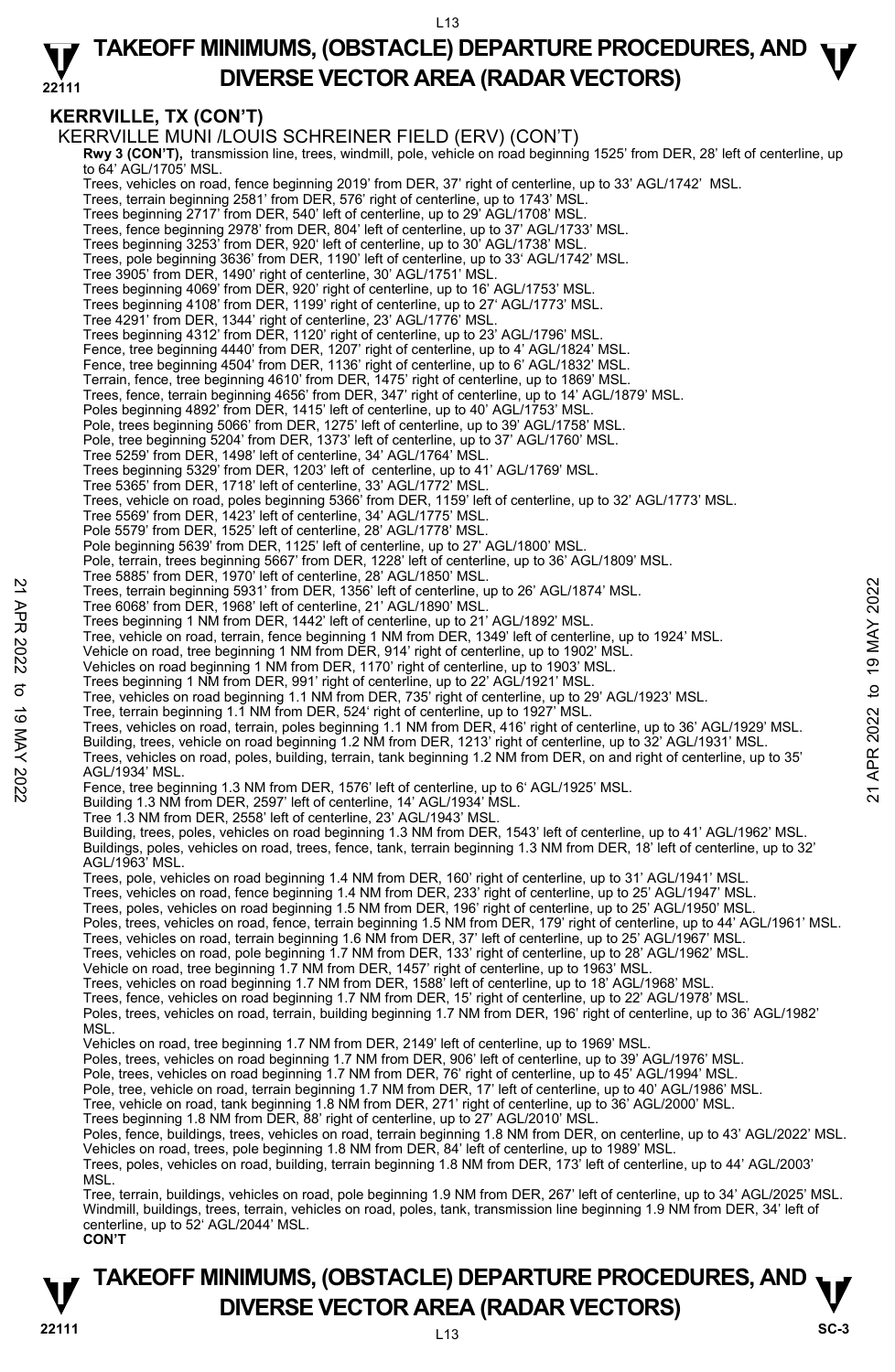## KERRVILLE, TX (CON'T)

KERRVILLE MUNI /LOUIS SCHREINER FIELD (ERV) (CON'T)

**Rwy 3 (CON'T),** transmission line, trees, windmill, pole, vehicle on road beginning 1525' from DER, 28' left of centerline, up to 64' AGL/1705' MSL.

Trees, vehicles on road, fence beginning 2019' from DER, 37' right of centerline, up to 33' AGL/1742' MSL.
Trees, terrain beginning 2581' from DER, 576' right of centerline, up to 1743' MSL.
Trees beginning 2717' from DER, 540' left of centerline, up to 29' AGL/1708' MSL.
Trees, fence beginning 2978' from DER, 804' left of centerline, up to 37' AGL/1733' MSL.
Trees beginning 3253' from DER, 920' left of centerline, up to 30' AGL/1738' MSL.
Trees, pole beginning 3636' from DER, 1190' left of centerline, up to 33' AGL/1742' MSL.
Tree 3905' from DER, 1490' right of centerline, 30' AGL/1751' MSL.
Trees beginning 4069' from DER, 920' right of centerline, up to 16' AGL/1753' MSL.
Trees beginning 4108' from DER, 1199' right of centerline, up to 27' AGL/1773' MSL.
Tree 4291' from DER, 1344' right of centerline, 23' AGL/1776' MSL.
Trees beginning 4312' from DER, 1120' right of centerline, up to 23' AGL/1796' MSL.
Fence, tree beginning 4440' from DER, 1207' right of centerline, up to 4' AGL/1824' MSL.
Fence, tree beginning 4504' from DER, 1136' right of centerline, up to 6' AGL/1832' MSL.
Terrain, fence, tree beginning 4610' from DER, 1475' right of centerline, up to 1869' MSL.
Trees, fence, terrain beginning 4656' from DER, 347' right of centerline, up to 14' AGL/1879' MSL.
Poles beginning 4892' from DER, 1415' left of centerline, up to 40' AGL/1753' MSL.
Pole, trees beginning 5066' from DER, 1275' left of centerline, up to 39' AGL/1758' MSL.
Pole, tree beginning 5204' from DER, 1373' left of centerline, up to 37' AGL/1760' MSL.
Tree 5259' from DER, 1498' left of centerline, 34' AGL/1764' MSL.
Trees beginning 5329' from DER, 1203' left of centerline, up to 41' AGL/1769' MSL.
Tree 5365' from DER, 1718' left of centerline, 33' AGL/1772' MSL.
Trees, vehicle on road, poles beginning 5366' from DER, 1159' left of centerline, up to 32' AGL/1773' MSL.
Tree 5569' from DER, 1423' left of centerline, 34' AGL/1775' MSL.
Pole 5579' from DER, 1525' left of centerline, 28' AGL/1778' MSL.
Pole beginning 5639' from DER, 1125' left of centerline, up to 27' AGL/1800' MSL.
Pole, terrain, trees beginning 5667' from DER, 1228' left of centerline, up to 36' AGL/1809' MSL.
Tree 5885' from DER, 1970' left of centerline, 28' AGL/1850' MSL.
Trees, terrain beginning 5931' from DER, 1356' left of centerline, up to 26' AGL/1874' MSL.
Tree 6068' from DER, 1968' left of centerline, 21' AGL/1890' MSL.
Trees beginning 1 NM from DER, 1442' left of centerline, up to 21' AGL/1892' MSL.
Tree, vehicle on road, terrain, fence beginning 1 NM from DER, 1349' left of centerline, up to 1924' MSL.
Vehicle on road, tree beginning 1 NM from DER, 914' right of centerline, up to 1902' MSL.
Vehicles on road beginning 1 NM from DER, 1170' right of centerline, up to 1903' MSL.
Trees beginning 1 NM from DER, 991' right of centerline, up to 22' AGL/1921' MSL.
Tree, vehicles on road beginning 1.1 NM from DER, 735' right of centerline, up to 29' AGL/1923' MSL.
Tree, terrain beginning 1.1 NM from DER, 524' right of centerline, up to 1927' MSL.
Trees, vehicles on road, terrain, poles beginning 1.1 NM from DER, 416' right of centerline, up to 36' AGL/1929' MSL.
Building, trees, vehicle on road beginning 1.2 NM from DER, 1213' right of centerline, up to 32' AGL/1931' MSL.
Trees, vehicles on road, poles, building, terrain, tank beginning 1.2 NM from DER, on and right of centerline, up to 35' AGL/1934' MSL.
Fence, tree beginning 1.3 NM from DER, 1576' left of centerline, up to 6' AGL/1925' MSL.
Building 1.3 NM from DER, 2597' left of centerline, 14' AGL/1934' MSL.
Tree 1.3 NM from DER, 2558' left of centerline, 23' AGL/1943' MSL.
Building, trees, poles, vehicles on road beginning 1.3 NM from DER, 1543' left of centerline, up to 41' AGL/1962' MSL.
Buildings, poles, vehicles on road, trees, fence, tank, terrain beginning 1.3 NM from DER, 18' left of centerline, up to 32' AGL/1963' MSL.
Trees, pole, vehicles on road beginning 1.4 NM from DER, 160' right of centerline, up to 31' AGL/1941' MSL.
Trees, vehicles on road, fence beginning 1.4 NM from DER, 233' right of centerline, up to 25' AGL/1947' MSL.
Trees, poles, vehicles on road beginning 1.5 NM from DER, 196' right of centerline, up to 25' AGL/1950' MSL.
Poles, trees, vehicles on road, fence, terrain beginning 1.5 NM from DER, 179' right of centerline, up to 44' AGL/1961' MSL.
Trees, vehicles on road, terrain beginning 1.6 NM from DER, 37' left of centerline, up to 25' AGL/1967' MSL.
Trees, vehicles on road, pole beginning 1.7 NM from DER, 133' right of centerline, up to 28' AGL/1962' MSL.
Vehicle on road, tree beginning 1.7 NM from DER, 1457' right of centerline, up to 1963' MSL.
Trees, vehicles on road beginning 1.7 NM from DER, 1588' left of centerline, up to 18' AGL/1968' MSL.
Trees, fence, vehicles on road beginning 1.7 NM from DER, 15' right of centerline, up to 22' AGL/1978' MSL.
Poles, trees, vehicles on road, terrain, building beginning 1.7 NM from DER, 196' right of centerline, up to 36' AGL/1982' MSL.
Vehicles on road, tree beginning 1.7 NM from DER, 2149' left of centerline, up to 1969' MSL.
Poles, trees, vehicles on road beginning 1.7 NM from DER, 906' left of centerline, up to 39' AGL/1976' MSL.
Pole, trees, vehicles on road beginning 1.7 NM from DER, 76' right of centerline, up to 45' AGL/1994' MSL.
Pole, tree, vehicle on road, terrain beginning 1.7 NM from DER, 17' left of centerline, up to 40' AGL/1986' MSL.
Tree, vehicle on road, tank beginning 1.8 NM from DER, 271' right of centerline, up to 36' AGL/2000' MSL.
Trees beginning 1.8 NM from DER, 88' right of centerline, up to 27' AGL/2010' MSL.
Poles, fence, buildings, trees, vehicles on road, terrain beginning 1.8 NM from DER, on centerline, up to 43' AGL/2022' MSL.
Vehicles on road, trees, pole beginning 1.8 NM from DER, 84' left of centerline, up to 1989' MSL.
Trees, poles, vehicles on road, building, terrain beginning 1.8 NM from DER, 173' left of centerline, up to 44' AGL/2003' MSL.
Tree, terrain, buildings, vehicles on road, pole beginning 1.9 NM from DER, 267' left of centerline, up to 34' AGL/2025' MSL.
Windmill, buildings, trees, terrain, vehicles on road, poles, tank, transmission line beginning 1.9 NM from DER, 34' left of centerline, up to 52' AGL/2044' MSL.

**CON'T**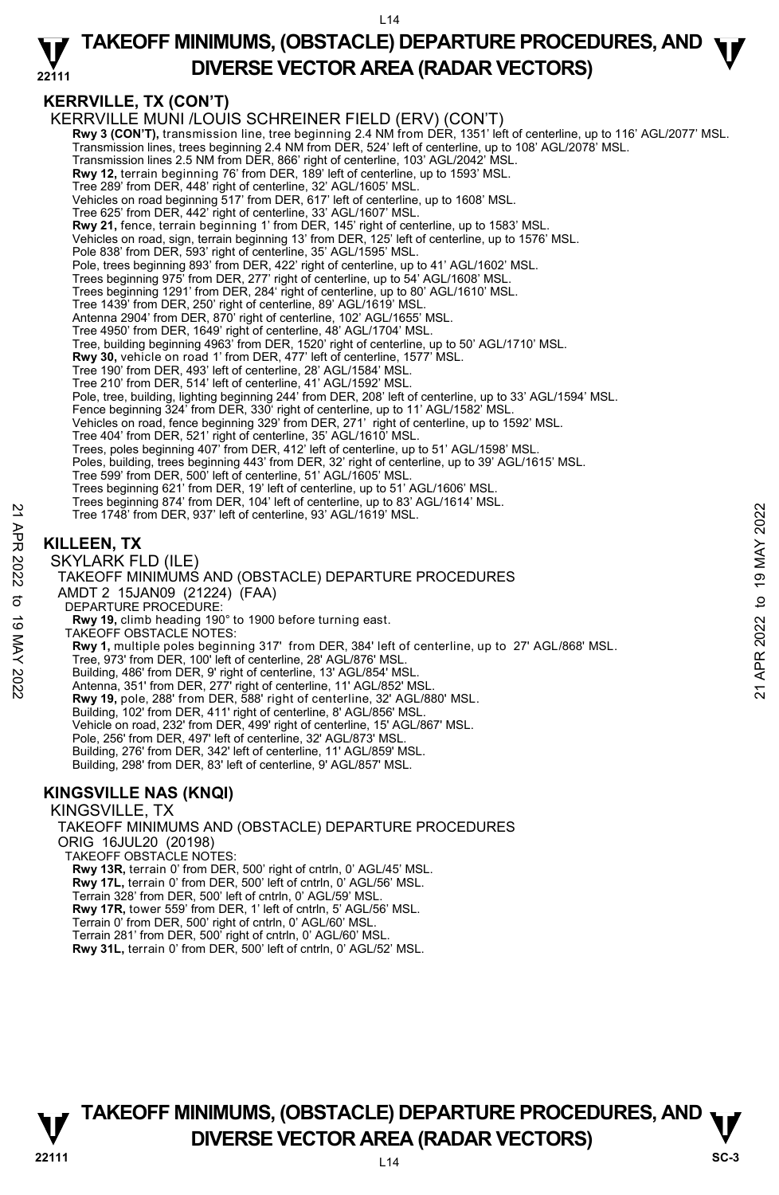## KERRVILLE, TX (CON'T)

KERRVILLE MUNI /LOUIS SCHREINER FIELD (ERV) (CON'T)

**Rwy 3 (CON'T),** transmission line, tree beginning 2.4 NM from DER, 1351' left of centerline, up to 116' AGL/2077' MSL.
Transmission lines, trees beginning 2.4 NM from DER, 524' left of centerline, up to 108' AGL/2078' MSL.
Transmission lines 2.5 NM from DER, 866' right of centerline, 103' AGL/2042' MSL.
**Rwy 12,** terrain beginning 76' from DER, 189' left of centerline, up to 1593' MSL.
Tree 289' from DER, 448' right of centerline, 32' AGL/1605' MSL.
Vehicles on road beginning 517' from DER, 617' left of centerline, up to 1608' MSL.
Tree 625' from DER, 442' right of centerline, 33' AGL/1607' MSL.
**Rwy 21,** fence, terrain beginning 1' from DER, 145' right of centerline, up to 1583' MSL.
Vehicles on road, sign, terrain beginning 13' from DER, 125' left of centerline, up to 1576' MSL.
Pole 838' from DER, 593' right of centerline, 35' AGL/1595' MSL.
Pole, trees beginning 893' from DER, 422' right of centerline, up to 41' AGL/1602' MSL.
Trees beginning 975' from DER, 277' right of centerline, up to 54' AGL/1608' MSL.
Trees beginning 1291' from DER, 284' right of centerline, up to 80' AGL/1610' MSL.
Tree 1439' from DER, 250' right of centerline, 89' AGL/1619' MSL.
Antenna 2904' from DER, 870' right of centerline, 102' AGL/1655' MSL.
Tree 4950' from DER, 1649' right of centerline, 48' AGL/1704' MSL.
Tree, building beginning 4963' from DER, 1520' right of centerline, up to 50' AGL/1710' MSL.
**Rwy 30,** vehicle on road 1' from DER, 477' left of centerline, 1577' MSL.
Tree 190' from DER, 493' left of centerline, 28' AGL/1584' MSL.
Tree 210' from DER, 514' left of centerline, 41' AGL/1592' MSL.
Pole, tree, building, lighting beginning 244' from DER, 208' left of centerline, up to 33' AGL/1594' MSL.
Fence beginning 324' from DER, 330' right of centerline, up to 11' AGL/1582' MSL.
Vehicles on road, fence beginning 329' from DER, 271' right of centerline, up to 1592' MSL.
Tree 404' from DER, 521' right of centerline, 35' AGL/1610' MSL.
Trees, poles beginning 407' from DER, 412' left of centerline, up to 51' AGL/1598' MSL.
Poles, building, trees beginning 443' from DER, 32' right of centerline, up to 39' AGL/1615' MSL.
Tree 599' from DER, 500' left of centerline, 51' AGL/1605' MSL.
Trees beginning 621' from DER, 19' left of centerline, up to 51' AGL/1606' MSL.
Trees beginning 874' from DER, 104' left of centerline, up to 83' AGL/1614' MSL.
Tree 1748' from DER, 937' left of centerline, 93' AGL/1619' MSL.

## KILLEEN, TX

SKYLARK FLD (ILE)
TAKEOFF MINIMUMS AND (OBSTACLE) DEPARTURE PROCEDURES
AMDT 2 15JAN09 (21224) (FAA)

DEPARTURE PROCEDURE:
**Rwy 19,** climb heading 190° to 1900 before turning east.

TAKEOFF OBSTACLE NOTES:
**Rwy 1,** multiple poles beginning 317' from DER, 384' left of centerline, up to 27' AGL/868' MSL.
Tree, 973' from DER, 100' left of centerline, 28' AGL/876' MSL.
Building, 486' from DER, 9' right of centerline, 13' AGL/854' MSL.
Antenna, 351' from DER, 277' right of centerline, 11' AGL/852' MSL.
**Rwy 19,** pole, 288' from DER, 588' right of centerline, 32' AGL/880' MSL.
Building, 102' from DER, 411' right of centerline, 8' AGL/856' MSL.
Vehicle on road, 232' from DER, 499' right of centerline, 15' AGL/867' MSL.
Pole, 256' from DER, 497' left of centerline, 32' AGL/873' MSL.
Building, 276' from DER, 342' left of centerline, 11' AGL/859' MSL.
Building, 298' from DER, 83' left of centerline, 9' AGL/857' MSL.

## KINGSVILLE NAS (KNQI)

KINGSVILLE, TX
TAKEOFF MINIMUMS AND (OBSTACLE) DEPARTURE PROCEDURES
ORIG 16JUL20 (20198)

TAKEOFF OBSTACLE NOTES:
**Rwy 13R,** terrain 0' from DER, 500' right of cntrln, 0' AGL/45' MSL.
**Rwy 17L,** terrain 0' from DER, 500' left of cntrln, 0' AGL/56' MSL.
Terrain 328' from DER, 500' left of cntrln, 0' AGL/59' MSL.
**Rwy 17R,** tower 559' from DER, 1' left of cntrln, 5' AGL/56' MSL.
Terrain 0' from DER, 500' right of cntrln, 0' AGL/60' MSL.
Terrain 281' from DER, 500' right of cntrln, 0' AGL/60' MSL.
**Rwy 31L,** terrain 0' from DER, 500' left of cntrln, 0' AGL/52' MSL.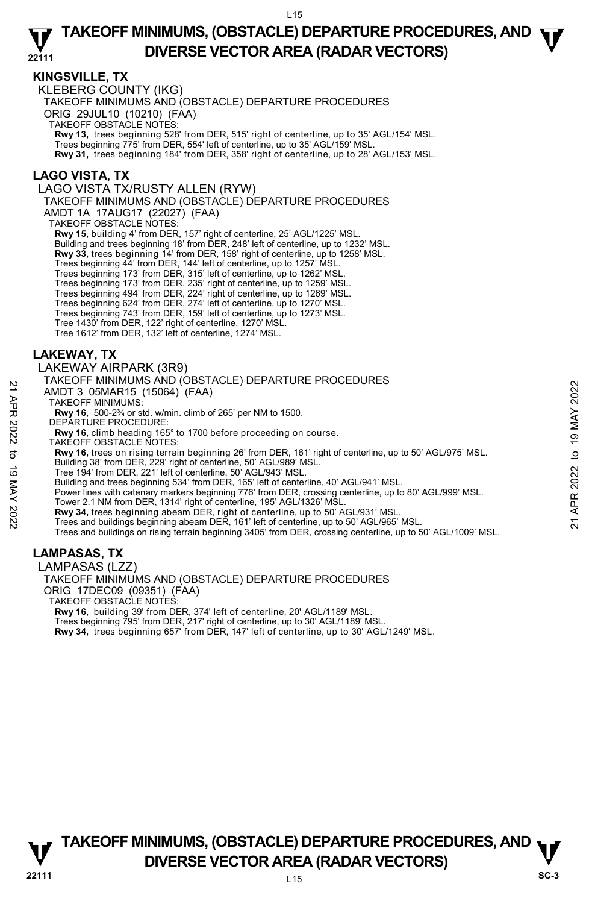## KINGSVILLE, TX

KLEBERG COUNTY (IKG)

TAKEOFF MINIMUMS AND (OBSTACLE) DEPARTURE PROCEDURES

ORIG 29JUL10 (10210) (FAA)

TAKEOFF OBSTACLE NOTES:

**Rwy 13,** trees beginning 528' from DER, 515' right of centerline, up to 35' AGL/154' MSL.
Trees beginning 775' from DER, 554' left of centerline, up to 35' AGL/159' MSL.
**Rwy 31,** trees beginning 184' from DER, 358' right of centerline, up to 28' AGL/153' MSL.

## LAGO VISTA, TX

LAGO VISTA TX/RUSTY ALLEN (RYW)

TAKEOFF MINIMUMS AND (OBSTACLE) DEPARTURE PROCEDURES

AMDT 1A 17AUG17 (22027) (FAA)

TAKEOFF OBSTACLE NOTES:

**Rwy 15,** building 4' from DER, 157' right of centerline, 25' AGL/1225' MSL.
Building and trees beginning 18' from DER, 248' left of centerline, up to 1232' MSL.
**Rwy 33,** trees beginning 14' from DER, 158' right of centerline, up to 1258' MSL.
Trees beginning 44' from DER, 144' left of centerline, up to 1257' MSL.
Trees beginning 173' from DER, 315' left of centerline, up to 1262' MSL.
Trees beginning 173' from DER, 235' right of centerline, up to 1259' MSL.
Trees beginning 494' from DER, 224' right of centerline, up to 1269' MSL.
Trees beginning 624' from DER, 274' left of centerline, up to 1270' MSL.
Trees beginning 743' from DER, 159' left of centerline, up to 1273' MSL.
Tree 1430' from DER, 122' right of centerline, 1270' MSL.
Tree 1612' from DER, 132' left of centerline, 1274' MSL.

## LAKEWAY, TX

LAKEWAY AIRPARK (3R9)

TAKEOFF MINIMUMS AND (OBSTACLE) DEPARTURE PROCEDURES

AMDT 3 05MAR15 (15064) (FAA)

TAKEOFF MINIMUMS:

**Rwy 16,** 500-2¾ or std. w/min. climb of 265' per NM to 1500.

DEPARTURE PROCEDURE:

**Rwy 16,** climb heading 165° to 1700 before proceeding on course.

TAKEOFF OBSTACLE NOTES:

**Rwy 16,** trees on rising terrain beginning 26' from DER, 161' right of centerline, up to 50' AGL/975' MSL.
Building 38' from DER, 229' right of centerline, 50' AGL/989' MSL.
Tree 194' from DER, 221' left of centerline, 50' AGL/943' MSL.
Building and trees beginning 534' from DER, 165' left of centerline, 40' AGL/941' MSL.
Power lines with catenary markers beginning 776' from DER, crossing centerline, up to 80' AGL/999' MSL.
Tower 2.1 NM from DER, 1314' right of centerline, 195' AGL/1326' MSL.
**Rwy 34,** trees beginning abeam DER, right of centerline, up to 50' AGL/931' MSL.
Trees and buildings beginning abeam DER, 161' left of centerline, up to 50' AGL/965' MSL.
Trees and buildings on rising terrain beginning 3405' from DER, crossing centerline, up to 50' AGL/1009' MSL.

## LAMPASAS, TX

LAMPASAS (LZZ)

TAKEOFF MINIMUMS AND (OBSTACLE) DEPARTURE PROCEDURES

ORIG 17DEC09 (09351) (FAA)

TAKEOFF OBSTACLE NOTES:

**Rwy 16,** building 39' from DER, 374' left of centerline, 20' AGL/1189' MSL.
Trees beginning 795' from DER, 217' right of centerline, up to 30' AGL/1189' MSL.
**Rwy 34,** trees beginning 657' from DER, 147' left of centerline, up to 30' AGL/1249' MSL.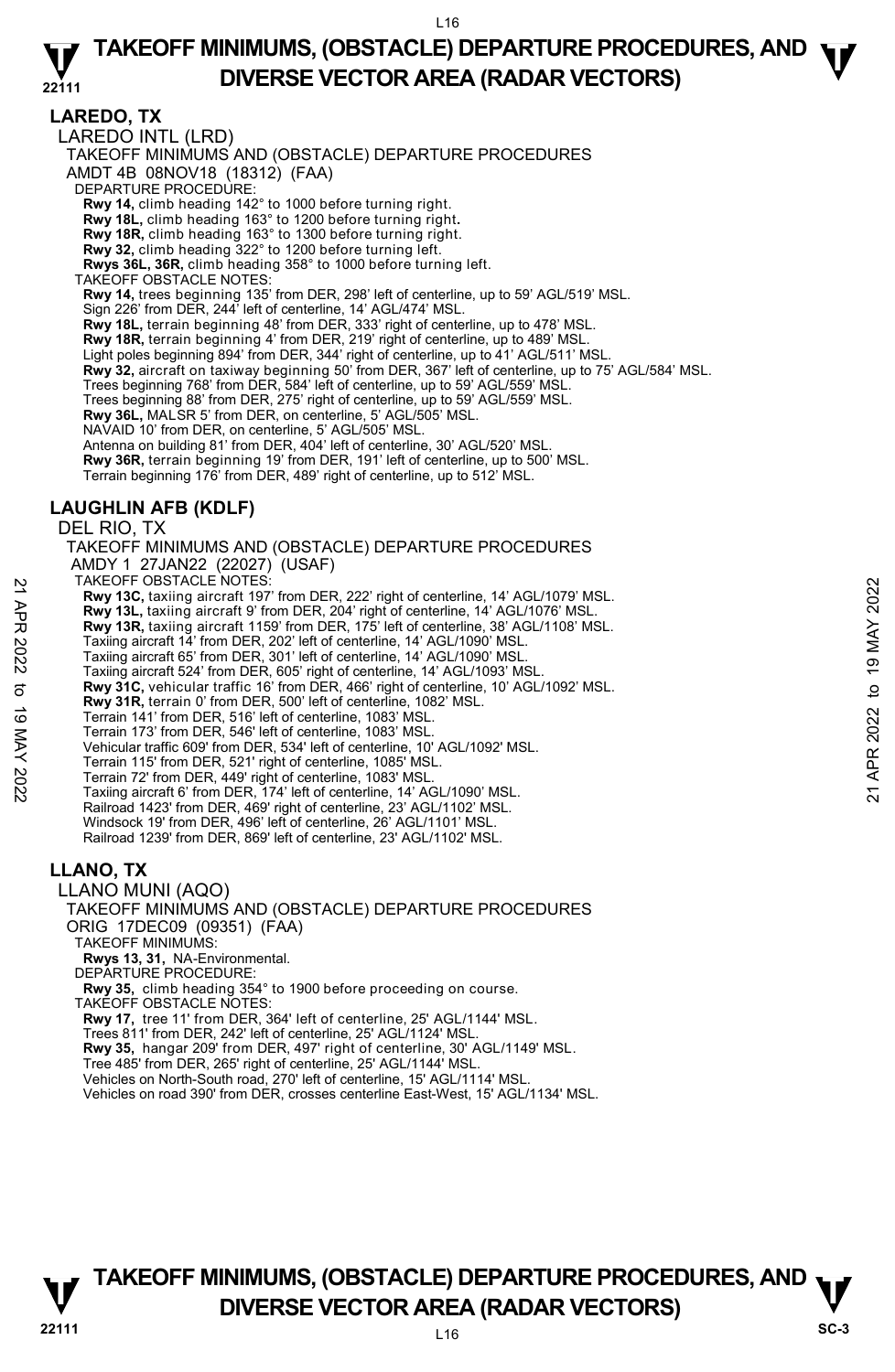## LAREDO, TX

LAREDO INTL (LRD)

TAKEOFF MINIMUMS AND (OBSTACLE) DEPARTURE PROCEDURES

AMDT 4B 08NOV18 (18312) (FAA)

DEPARTURE PROCEDURE:

**Rwy 14,** climb heading 142° to 1000 before turning right.
**Rwy 18L,** climb heading 163° to 1200 before turning right.
**Rwy 18R,** climb heading 163° to 1300 before turning right.
**Rwy 32,** climb heading 322° to 1200 before turning left.
**Rwys 36L, 36R,** climb heading 358° to 1000 before turning left.

TAKEOFF OBSTACLE NOTES:

**Rwy 14,** trees beginning 135' from DER, 298' left of centerline, up to 59' AGL/519' MSL.
Sign 226' from DER, 244' left of centerline, 14' AGL/474' MSL.
**Rwy 18L,** terrain beginning 48' from DER, 333' right of centerline, up to 478' MSL.
**Rwy 18R,** terrain beginning 4' from DER, 219' right of centerline, up to 489' MSL.
Light poles beginning 894' from DER, 344' right of centerline, up to 41' AGL/511' MSL.
**Rwy 32,** aircraft on taxiway beginning 50' from DER, 367' left of centerline, up to 75' AGL/584' MSL.
Trees beginning 768' from DER, 584' left of centerline, up to 59' AGL/559' MSL.
Trees beginning 88' from DER, 275' right of centerline, up to 59' AGL/559' MSL.
**Rwy 36L,** MALSR 5' from DER, on centerline, 5' AGL/505' MSL.
NAVAID 10' from DER, on centerline, 5' AGL/505' MSL.
Antenna on building 81' from DER, 404' left of centerline, 30' AGL/520' MSL.
**Rwy 36R,** terrain beginning 19' from DER, 191' left of centerline, up to 500' MSL.
Terrain beginning 176' from DER, 489' right of centerline, up to 512' MSL.

## LAUGHLIN AFB (KDLF)

DEL RIO, TX

TAKEOFF MINIMUMS AND (OBSTACLE) DEPARTURE PROCEDURES

AMDY 1 27JAN22 (22027) (USAF)

TAKEOFF OBSTACLE NOTES:

**Rwy 13C,** taxiing aircraft 197' from DER, 222' right of centerline, 14' AGL/1079' MSL.
**Rwy 13L,** taxiing aircraft 9' from DER, 204' right of centerline, 14' AGL/1076' MSL.
**Rwy 13R,** taxiing aircraft 1159' from DER, 175' left of centerline, 38' AGL/1108' MSL.
Taxiing aircraft 14' from DER, 202' left of centerline, 14' AGL/1090' MSL.
Taxiing aircraft 65' from DER, 301' left of centerline, 14' AGL/1090' MSL.
Taxiing aircraft 524' from DER, 605' right of centerline, 14' AGL/1093' MSL.
**Rwy 31C,** vehicular traffic 16' from DER, 466' right of centerline, 10' AGL/1092' MSL.
**Rwy 31R,** terrain 0' from DER, 500' left of centerline, 1082' MSL.
Terrain 141' from DER, 516' left of centerline, 1083' MSL.
Terrain 173' from DER, 546' left of centerline, 1083' MSL.
Vehicular traffic 609' from DER, 534' left of centerline, 10' AGL/1092' MSL.
Terrain 115' from DER, 521' right of centerline, 1085' MSL.
Terrain 72' from DER, 449' right of centerline, 1083' MSL.
Taxiing aircraft 6' from DER, 174' left of centerline, 14' AGL/1090' MSL.
Railroad 1423' from DER, 469' right of centerline, 23' AGL/1102' MSL.
Windsock 19' from DER, 496' left of centerline, 26' AGL/1101' MSL.
Railroad 1239' from DER, 869' left of centerline, 23' AGL/1102' MSL.

## LLANO, TX

LLANO MUNI (AQO)

TAKEOFF MINIMUMS AND (OBSTACLE) DEPARTURE PROCEDURES

ORIG 17DEC09 (09351) (FAA)

TAKEOFF MINIMUMS:

**Rwys 13, 31,** NA-Environmental.

DEPARTURE PROCEDURE:

**Rwy 35,** climb heading 354° to 1900 before proceeding on course.

TAKEOFF OBSTACLE NOTES:

**Rwy 17,** tree 11' from DER, 364' left of centerline, 25' AGL/1144' MSL.
Trees 811' from DER, 242' left of centerline, 25' AGL/1124' MSL.
**Rwy 35,** hangar 209' from DER, 497' right of centerline, 30' AGL/1149' MSL.
Tree 485' from DER, 265' right of centerline, 25' AGL/1144' MSL.
Vehicles on North-South road, 270' left of centerline, 15' AGL/1114' MSL.
Vehicles on road 390' from DER, crosses centerline East-West, 15' AGL/1134' MSL.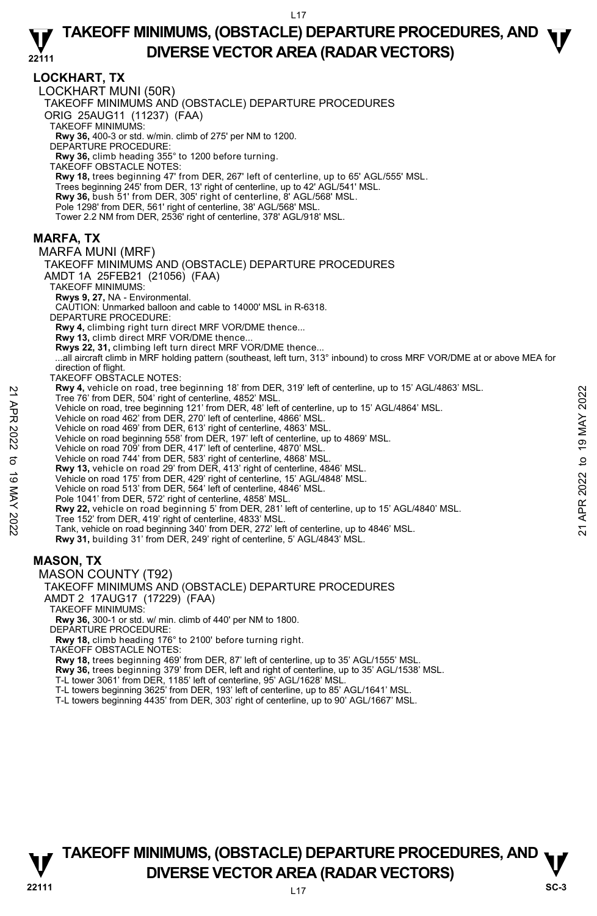## LOCKHART, TX

LOCKHART MUNI (50R)

TAKEOFF MINIMUMS AND (OBSTACLE) DEPARTURE PROCEDURES

ORIG 25AUG11 (11237) (FAA)

TAKEOFF MINIMUMS:

**Rwy 36,** 400-3 or std. w/min. climb of 275' per NM to 1200.

DEPARTURE PROCEDURE:

**Rwy 36,** climb heading 355° to 1200 before turning.

TAKEOFF OBSTACLE NOTES:

**Rwy 18,** trees beginning 47' from DER, 267' left of centerline, up to 65' AGL/555' MSL.
Trees beginning 245' from DER, 13' right of centerline, up to 42' AGL/541' MSL.

**Rwy 36,** bush 51' from DER, 305' right of centerline, 8' AGL/568' MSL.
Pole 1298' from DER, 561' right of centerline, 38' AGL/568' MSL.
Tower 2.2 NM from DER, 2536' right of centerline, 378' AGL/918' MSL.

## MARFA, TX

MARFA MUNI (MRF)

TAKEOFF MINIMUMS AND (OBSTACLE) DEPARTURE PROCEDURES

AMDT 1A 25FEB21 (21056) (FAA)

TAKEOFF MINIMUMS:

**Rwys 9, 27,** NA - Environmental.

CAUTION: Unmarked balloon and cable to 14000' MSL in R-6318.

DEPARTURE PROCEDURE:

**Rwy 4,** climbing right turn direct MRF VOR/DME thence...

**Rwy 13,** climb direct MRF VOR/DME thence...

**Rwys 22, 31,** climbing left turn direct MRF VOR/DME thence...

...all aircraft climb in MRF holding pattern (southeast, left turn, 313° inbound) to cross MRF VOR/DME at or above MEA for direction of flight.

TAKEOFF OBSTACLE NOTES:

**Rwy 4,** vehicle on road, tree beginning 18' from DER, 319' left of centerline, up to 15' AGL/4863' MSL.
Tree 76' from DER, 504' right of centerline, 4852' MSL.
Vehicle on road, tree beginning 121' from DER, 48' left of centerline, up to 15' AGL/4864' MSL.
Vehicle on road 462' from DER, 270' left of centerline, 4866' MSL.
Vehicle on road 469' from DER, 613' right of centerline, 4863' MSL.
Vehicle on road beginning 558' from DER, 197' left of centerline, up to 4869' MSL.
Vehicle on road 709' from DER, 417' left of centerline, 4870' MSL.
Vehicle on road 744' from DER, 583' right of centerline, 4868' MSL.

**Rwy 13,** vehicle on road 29' from DER, 413' right of centerline, 4846' MSL.
Vehicle on road 175' from DER, 429' right of centerline, 15' AGL/4848' MSL.
Vehicle on road 513' from DER, 564' left of centerline, 4846' MSL.
Pole 1041' from DER, 572' right of centerline, 4858' MSL.

**Rwy 22,** vehicle on road beginning 5' from DER, 281' left of centerline, up to 15' AGL/4840' MSL.
Tree 152' from DER, 419' right of centerline, 4833' MSL.
Tank, vehicle on road beginning 340' from DER, 272' left of centerline, up to 4846' MSL.

**Rwy 31,** building 31' from DER, 249' right of centerline, 5' AGL/4843' MSL.

## MASON, TX

MASON COUNTY (T92)

TAKEOFF MINIMUMS AND (OBSTACLE) DEPARTURE PROCEDURES

AMDT 2 17AUG17 (17229) (FAA)

TAKEOFF MINIMUMS:

**Rwy 36,** 300-1 or std. w/ min. climb of 440' per NM to 1800.

DEPARTURE PROCEDURE:

**Rwy 18,** climb heading 176° to 2100' before turning right.

TAKEOFF OBSTACLE NOTES:

**Rwy 18,** trees beginning 469' from DER, 87' left of centerline, up to 35' AGL/1555' MSL.

**Rwy 36,** trees beginning 379' from DER, left and right of centerline, up to 35' AGL/1538' MSL.
T-L tower 3061' from DER, 1185' left of centerline, 95' AGL/1628' MSL.
T-L towers beginning 3625' from DER, 193' left of centerline, up to 85' AGL/1641' MSL.
T-L towers beginning 4435' from DER, 303' right of centerline, up to 90' AGL/1667' MSL.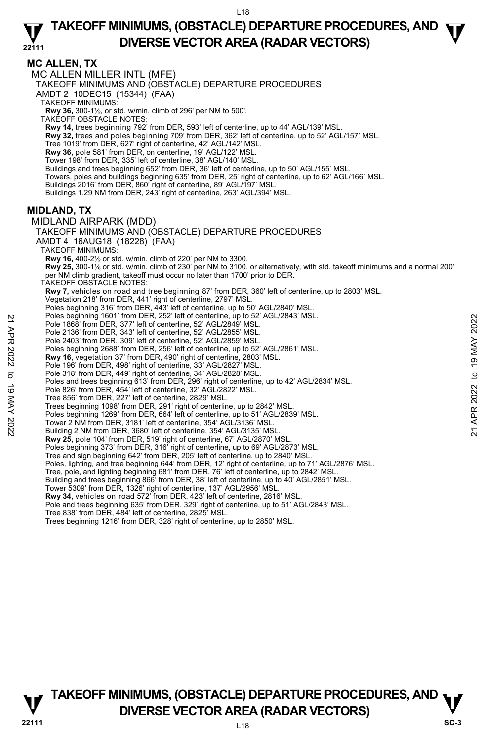## MC ALLEN, TX

MC ALLEN MILLER INTL (MFE)

TAKEOFF MINIMUMS AND (OBSTACLE) DEPARTURE PROCEDURES

AMDT 2 10DEC15 (15344) (FAA)

TAKEOFF MINIMUMS:

**Rwy 36,** 300-1½, or std. w/min. climb of 296' per NM to 500'.

TAKEOFF OBSTACLE NOTES:

**Rwy 14,** trees beginning 792' from DER, 593' left of centerline, up to 44' AGL/139' MSL.

**Rwy 32,** trees and poles beginning 709' from DER, 362' left of centerline, up to 52' AGL/157' MSL.
Tree 1019' from DER, 627' right of centerline, 42' AGL/142' MSL.

**Rwy 36,** pole 581' from DER, on centerline, 19' AGL/122' MSL.
Tower 198' from DER, 335' left of centerline, 38' AGL/140' MSL.
Buildings and trees beginning 652' from DER, 36' left of centerline, up to 50' AGL/155' MSL.
Towers, poles and buildings beginning 635' from DER, 25' right of centerline, up to 62' AGL/166' MSL.
Buildings 2016' from DER, 860' right of centerline, 89' AGL/197' MSL.
Buildings 1.29 NM from DER, 243' right of centerline, 263' AGL/394' MSL.

## MIDLAND, TX

MIDLAND AIRPARK (MDD)

TAKEOFF MINIMUMS AND (OBSTACLE) DEPARTURE PROCEDURES

AMDT 4 16AUG18 (18228) (FAA)

TAKEOFF MINIMUMS:

**Rwy 16,** 400-2½ or std. w/min. climb of 220' per NM to 3300.

**Rwy 25,** 300-1⅞ or std. w/min. climb of 230' per NM to 3100, or alternatively, with std. takeoff minimums and a normal 200' per NM climb gradient, takeoff must occur no later than 1700' prior to DER.

TAKEOFF OBSTACLE NOTES:

**Rwy 7,** vehicles on road and tree beginning 87' from DER, 360' left of centerline, up to 2803' MSL.
Vegetation 218' from DER, 441' right of centerline, 2797' MSL.
Poles beginning 316' from DER, 443' left of centerline, up to 50' AGL/2840' MSL.
Poles beginning 1601' from DER, 252' left of centerline, up to 52' AGL/2843' MSL.
Pole 1868' from DER, 377' left of centerline, 52' AGL/2849' MSL.
Pole 2136' from DER, 343' left of centerline, 52' AGL/2855' MSL.
Pole 2403' from DER, 309' left of centerline, 52' AGL/2859' MSL.
Poles beginning 2688' from DER, 256' left of centerline, up to 52' AGL/2861' MSL.

**Rwy 16,** vegetation 37' from DER, 490' right of centerline, 2803' MSL.
Pole 196' from DER, 498' right of centerline, 33' AGL/2827' MSL.
Pole 318' from DER, 449' right of centerline, 34' AGL/2828' MSL.
Poles and trees beginning 613' from DER, 296' right of centerline, up to 42' AGL/2834' MSL.
Pole 826' from DER, 454' left of centerline, 32' AGL/2822' MSL.
Tree 856' from DER, 227' left of centerline, 2829' MSL.
Trees beginning 1098' from DER, 291' right of centerline, up to 2842' MSL.
Poles beginning 1269' from DER, 664' left of centerline, up to 51' AGL/2839' MSL.
Tower 2 NM from DER, 3181' left of centerline, 354' AGL/3136' MSL.
Building 2 NM from DER, 3680' left of centerline, 354' AGL/3135' MSL.

**Rwy 25,** pole 104' from DER, 519' right of centerline, 67' AGL/2870' MSL.
Poles beginning 373' from DER, 316' right of centerline, up to 69' AGL/2873' MSL.
Tree and sign beginning 642' from DER, 205' left of centerline, up to 2840' MSL.
Poles, lighting, and tree beginning 644' from DER, 12' right of centerline, up to 71' AGL/2876' MSL.
Tree, pole, and lighting beginning 681' from DER, 76' left of centerline, up to 2842' MSL.
Building and trees beginning 866' from DER, 38' left of centerline, up to 40' AGL/2851' MSL.
Tower 5309' from DER, 1326' right of centerline, 137' AGL/2956' MSL.

**Rwy 34,** vehicles on road 572' from DER, 423' left of centerline, 2816' MSL.
Pole and trees beginning 635' from DER, 329' right of centerline, up to 51' AGL/2843' MSL.
Tree 838' from DER, 484' left of centerline, 2825' MSL.
Trees beginning 1216' from DER, 328' right of centerline, up to 2850' MSL.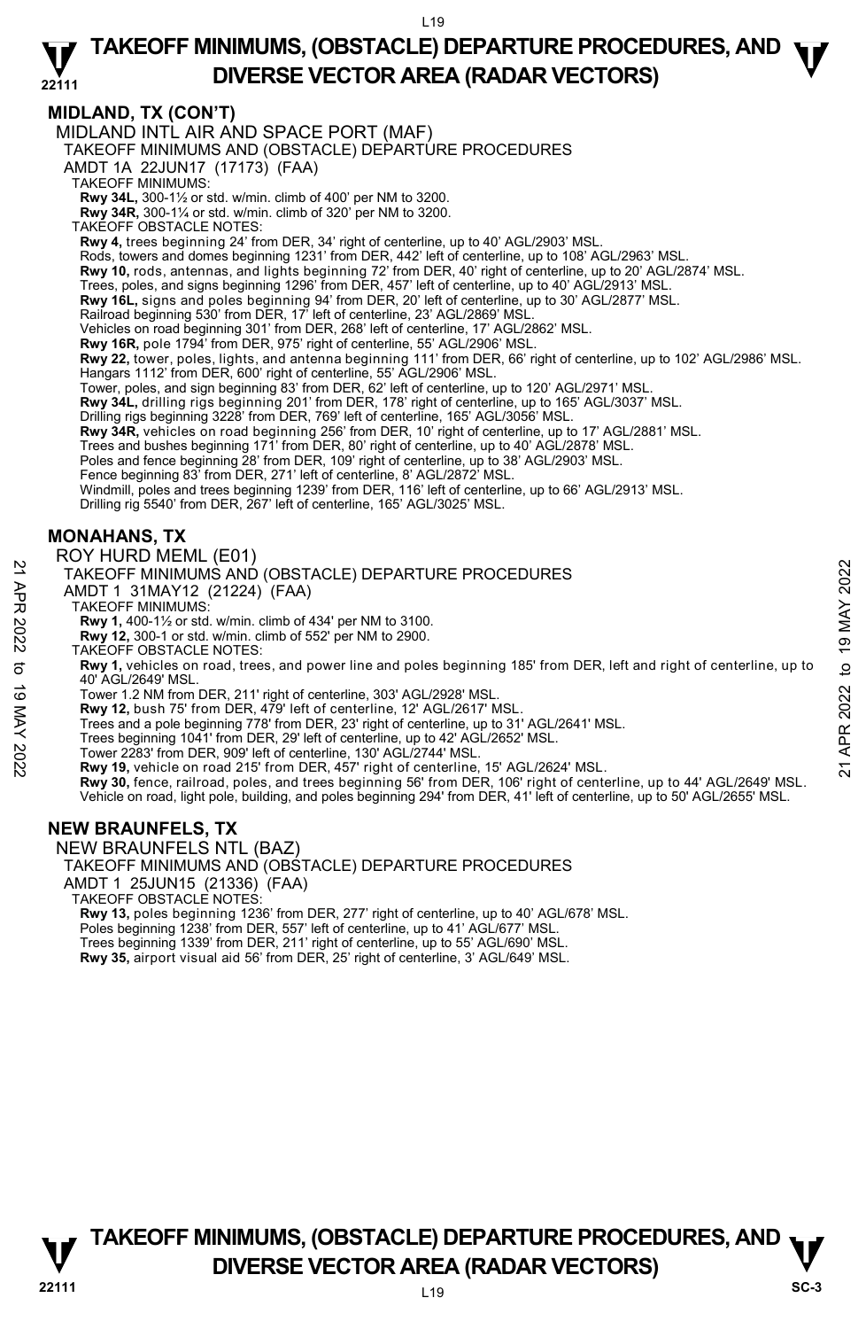## MIDLAND, TX (CON'T)

MIDLAND INTL AIR AND SPACE PORT (MAF)
TAKEOFF MINIMUMS AND (OBSTACLE) DEPARTURE PROCEDURES
AMDT 1A 22JUN17 (17173) (FAA)
TAKEOFF MINIMUMS:
**Rwy 34L,** 300-1½ or std. w/min. climb of 400' per NM to 3200.
**Rwy 34R,** 300-1¼ or std. w/min. climb of 320' per NM to 3200.
TAKEOFF OBSTACLE NOTES:
**Rwy 4,** trees beginning 24' from DER, 34' right of centerline, up to 40' AGL/2903' MSL.
Rods, towers and domes beginning 1231' from DER, 442' left of centerline, up to 108' AGL/2963' MSL.
**Rwy 10,** rods, antennas, and lights beginning 72' from DER, 40' right of centerline, up to 20' AGL/2874' MSL.
Trees, poles, and signs beginning 1296' from DER, 457' left of centerline, up to 40' AGL/2913' MSL.
**Rwy 16L,** signs and poles beginning 94' from DER, 20' left of centerline, up to 30' AGL/2877' MSL.
Railroad beginning 530' from DER, 17' left of centerline, 23' AGL/2869' MSL.
Vehicles on road beginning 301' from DER, 268' left of centerline, 17' AGL/2862' MSL.
**Rwy 16R,** pole 1794' from DER, 975' right of centerline, 55' AGL/2906' MSL.
**Rwy 22,** tower, poles, lights, and antenna beginning 111' from DER, 66' right of centerline, up to 102' AGL/2986' MSL.
Hangars 1112' from DER, 600' right of centerline, 55' AGL/2906' MSL.
Tower, poles, and sign beginning 83' from DER, 62' left of centerline, up to 120' AGL/2971' MSL.
**Rwy 34L,** drilling rigs beginning 201' from DER, 178' right of centerline, up to 165' AGL/3037' MSL.
Drilling rigs beginning 3228' from DER, 769' left of centerline, 165' AGL/3056' MSL.
**Rwy 34R,** vehicles on road beginning 256' from DER, 10' right of centerline, up to 17' AGL/2881' MSL.
Trees and bushes beginning 171' from DER, 80' right of centerline, up to 40' AGL/2878' MSL.
Poles and fence beginning 28' from DER, 109' right of centerline, up to 38' AGL/2903' MSL.
Fence beginning 83' from DER, 271' left of centerline, 8' AGL/2872' MSL.
Windmill, poles and trees beginning 1239' from DER, 116' left of centerline, up to 66' AGL/2913' MSL.
Drilling rig 5540' from DER, 267' left of centerline, 165' AGL/3025' MSL.

## MONAHANS, TX

ROY HURD MEML (E01)
TAKEOFF MINIMUMS AND (OBSTACLE) DEPARTURE PROCEDURES
AMDT 1 31MAY12 (21224) (FAA)
TAKEOFF MINIMUMS:
**Rwy 1,** 400-1½ or std. w/min. climb of 434' per NM to 3100.
**Rwy 12,** 300-1 or std. w/min. climb of 552' per NM to 2900.
TAKEOFF OBSTACLE NOTES:
**Rwy 1,** vehicles on road, trees, and power line and poles beginning 185' from DER, left and right of centerline, up to 40' AGL/2649' MSL.
Tower 1.2 NM from DER, 211' right of centerline, 303' AGL/2928' MSL.
**Rwy 12,** bush 75' from DER, 479' left of centerline, 12' AGL/2617' MSL.
Trees and a pole beginning 778' from DER, 23' right of centerline, up to 31' AGL/2641' MSL.
Trees beginning 1041' from DER, 29' left of centerline, up to 42' AGL/2652' MSL.
Tower 2283' from DER, 909' left of centerline, 130' AGL/2744' MSL.
**Rwy 19,** vehicle on road 215' from DER, 457' right of centerline, 15' AGL/2624' MSL.
**Rwy 30,** fence, railroad, poles, and trees beginning 56' from DER, 106' right of centerline, up to 44' AGL/2649' MSL.
Vehicle on road, light pole, building, and poles beginning 294' from DER, 41' left of centerline, up to 50' AGL/2655' MSL.

## NEW BRAUNFELS, TX

NEW BRAUNFELS NTL (BAZ)
TAKEOFF MINIMUMS AND (OBSTACLE) DEPARTURE PROCEDURES
AMDT 1 25JUN15 (21336) (FAA)
TAKEOFF OBSTACLE NOTES:
**Rwy 13,** poles beginning 1236' from DER, 277' right of centerline, up to 40' AGL/678' MSL.
Poles beginning 1238' from DER, 557' left of centerline, up to 41' AGL/677' MSL.
Trees beginning 1339' from DER, 211' right of centerline, up to 55' AGL/690' MSL.
**Rwy 35,** airport visual aid 56' from DER, 25' right of centerline, 3' AGL/649' MSL.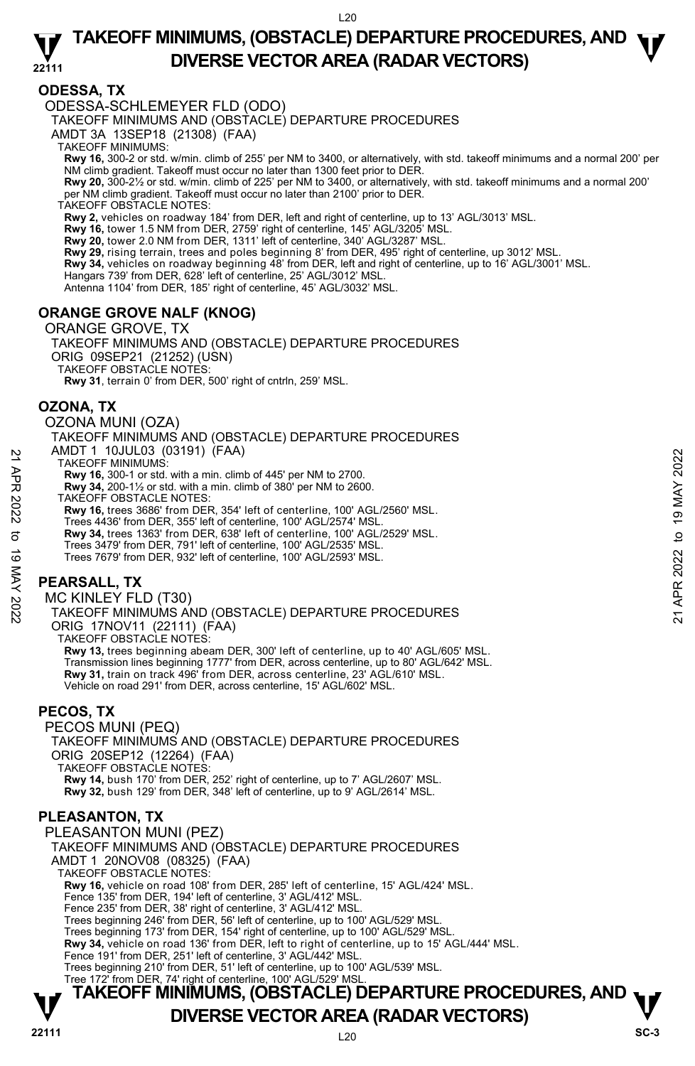## ODESSA, TX

ODESSA-SCHLEMEYER FLD (ODO)

TAKEOFF MINIMUMS AND (OBSTACLE) DEPARTURE PROCEDURES

AMDT 3A 13SEP18 (21308) (FAA)

TAKEOFF MINIMUMS:

**Rwy 16,** 300-2 or std. w/min. climb of 255' per NM to 3400, or alternatively, with std. takeoff minimums and a normal 200' per NM climb gradient. Takeoff must occur no later than 1300 feet prior to DER.

**Rwy 20,** 300-2½ or std. w/min. climb of 225' per NM to 3400, or alternatively, with std. takeoff minimums and a normal 200' per NM climb gradient. Takeoff must occur no later than 2100' prior to DER.

TAKEOFF OBSTACLE NOTES:

**Rwy 2,** vehicles on roadway 184' from DER, left and right of centerline, up to 13' AGL/3013' MSL.

**Rwy 16,** tower 1.5 NM from DER, 2759' right of centerline, 145' AGL/3205' MSL.

**Rwy 20,** tower 2.0 NM from DER, 1311' left of centerline, 340' AGL/3287' MSL.

**Rwy 29,** rising terrain, trees and poles beginning 8' from DER, 495' right of centerline, up 3012' MSL.

**Rwy 34,** vehicles on roadway beginning 48' from DER, left and right of centerline, up to 16' AGL/3001' MSL.

Hangars 739' from DER, 628' left of centerline, 25' AGL/3012' MSL.

Antenna 1104' from DER, 185' right of centerline, 45' AGL/3032' MSL.

## ORANGE GROVE NALF (KNOG)

ORANGE GROVE, TX

TAKEOFF MINIMUMS AND (OBSTACLE) DEPARTURE PROCEDURES

ORIG 09SEP21 (21252) (USN)

TAKEOFF OBSTACLE NOTES:

**Rwy 31**, terrain 0' from DER, 500' right of cntrln, 259' MSL.

## OZONA, TX

OZONA MUNI (OZA)

TAKEOFF MINIMUMS AND (OBSTACLE) DEPARTURE PROCEDURES

AMDT 1 10JUL03 (03191) (FAA)

TAKEOFF MINIMUMS:

**Rwy 16,** 300-1 or std. with a min. climb of 445' per NM to 2700.

**Rwy 34,** 200-1½ or std. with a min. climb of 380' per NM to 2600.

TAKEOFF OBSTACLE NOTES:

**Rwy 16,** trees 3686' from DER, 354' left of centerline, 100' AGL/2560' MSL.

Trees 4436' from DER, 355' left of centerline, 100' AGL/2574' MSL.

**Rwy 34,** trees 1363' from DER, 638' left of centerline, 100' AGL/2529' MSL.

Trees 3479' from DER, 791' left of centerline, 100' AGL/2535' MSL.

Trees 7679' from DER, 932' left of centerline, 100' AGL/2593' MSL.

## PEARSALL, TX

MC KINLEY FLD (T30)

TAKEOFF MINIMUMS AND (OBSTACLE) DEPARTURE PROCEDURES

ORIG 17NOV11 (22111) (FAA)

TAKEOFF OBSTACLE NOTES:

**Rwy 13,** trees beginning abeam DER, 300' left of centerline, up to 40' AGL/605' MSL.

Transmission lines beginning 1777' from DER, across centerline, up to 80' AGL/642' MSL.

**Rwy 31,** train on track 496' from DER, across centerline, 23' AGL/610' MSL.

Vehicle on road 291' from DER, across centerline, 15' AGL/602' MSL.

## PECOS, TX

PECOS MUNI (PEQ)

TAKEOFF MINIMUMS AND (OBSTACLE) DEPARTURE PROCEDURES

ORIG 20SEP12 (12264) (FAA)

TAKEOFF OBSTACLE NOTES:

**Rwy 14,** bush 170' from DER, 252' right of centerline, up to 7' AGL/2607' MSL.

**Rwy 32,** bush 129' from DER, 348' left of centerline, up to 9' AGL/2614' MSL.

## PLEASANTON, TX

PLEASANTON MUNI (PEZ)

TAKEOFF MINIMUMS AND (OBSTACLE) DEPARTURE PROCEDURES

AMDT 1 20NOV08 (08325) (FAA)

TAKEOFF OBSTACLE NOTES:

**Rwy 16,** vehicle on road 108' from DER, 285' left of centerline, 15' AGL/424' MSL.

Fence 135' from DER, 194' left of centerline, 3' AGL/412' MSL.

Fence 235' from DER, 38' right of centerline, 3' AGL/412' MSL.

Trees beginning 246' from DER, 56' left of centerline, up to 100' AGL/529' MSL.

Trees beginning 173' from DER, 154' right of centerline, up to 100' AGL/529' MSL.

**Rwy 34,** vehicle on road 136' from DER, left to right of centerline, up to 15' AGL/444' MSL.

Fence 191' from DER, 251' left of centerline, 3' AGL/442' MSL.

Trees beginning 210' from DER, 51' left of centerline, up to 100' AGL/539' MSL.

Tree 172' from DER, 74' right of centerline, 100' AGL/529' MSL.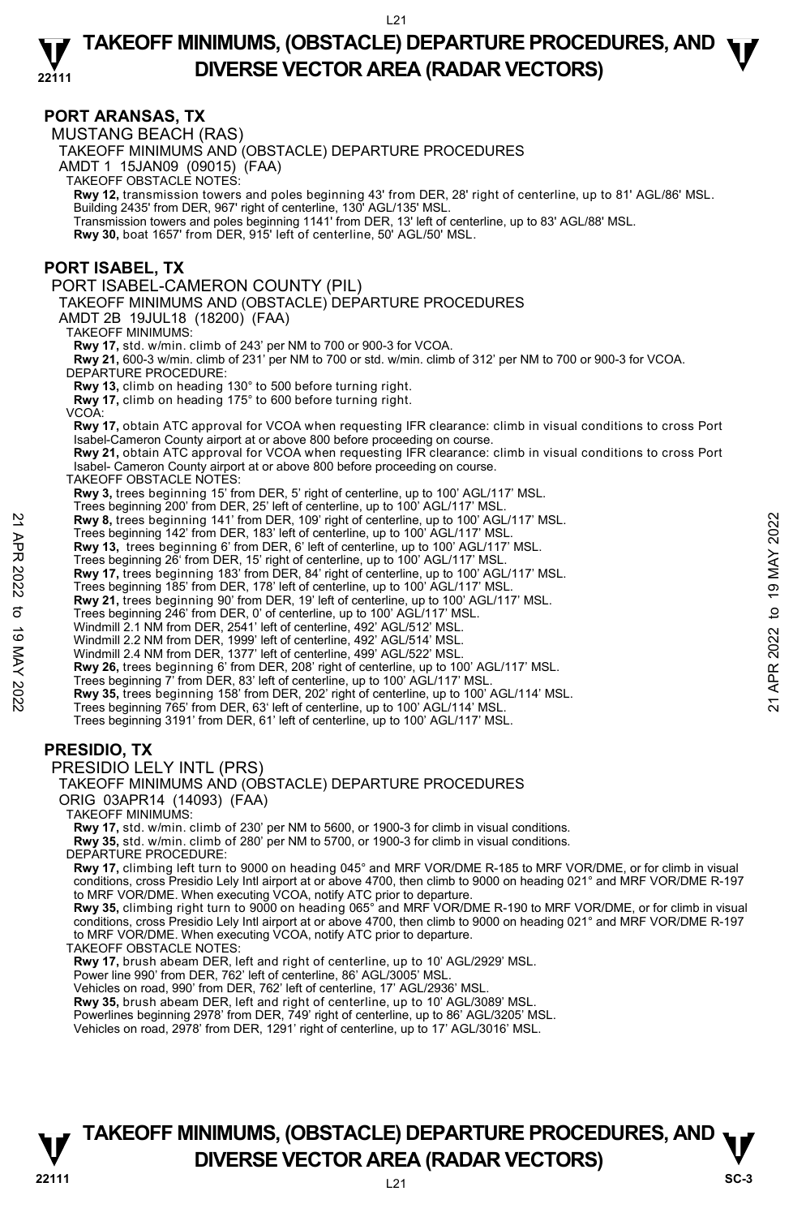## PORT ARANSAS, TX

MUSTANG BEACH (RAS)

TAKEOFF MINIMUMS AND (OBSTACLE) DEPARTURE PROCEDURES

AMDT 1 15JAN09 (09015) (FAA)

TAKEOFF OBSTACLE NOTES:

**Rwy 12,** transmission towers and poles beginning 43' from DER, 28' right of centerline, up to 81' AGL/86' MSL.
Building 2435' from DER, 967' right of centerline, 130' AGL/135' MSL.
Transmission towers and poles beginning 1141' from DER, 13' left of centerline, up to 83' AGL/88' MSL.
**Rwy 30,** boat 1657' from DER, 915' left of centerline, 50' AGL/50' MSL.

## PORT ISABEL, TX

PORT ISABEL-CAMERON COUNTY (PIL)

TAKEOFF MINIMUMS AND (OBSTACLE) DEPARTURE PROCEDURES

AMDT 2B 19JUL18 (18200) (FAA)

TAKEOFF MINIMUMS:

**Rwy 17,** std. w/min. climb of 243' per NM to 700 or 900-3 for VCOA.
**Rwy 21,** 600-3 w/min. climb of 231' per NM to 700 or std. w/min. climb of 312' per NM to 700 or 900-3 for VCOA.

DEPARTURE PROCEDURE:

**Rwy 13,** climb on heading 130° to 500 before turning right.
**Rwy 17,** climb on heading 175° to 600 before turning right.

VCOA:

**Rwy 17,** obtain ATC approval for VCOA when requesting IFR clearance: climb in visual conditions to cross Port Isabel-Cameron County airport at or above 800 before proceeding on course.
**Rwy 21,** obtain ATC approval for VCOA when requesting IFR clearance: climb in visual conditions to cross Port Isabel- Cameron County airport at or above 800 before proceeding on course.

TAKEOFF OBSTACLE NOTES:

**Rwy 3,** trees beginning 15' from DER, 5' right of centerline, up to 100' AGL/117' MSL.
Trees beginning 200' from DER, 25' left of centerline, up to 100' AGL/117' MSL.
**Rwy 8,** trees beginning 141' from DER, 109' right of centerline, up to 100' AGL/117' MSL.
Trees beginning 142' from DER, 183' left of centerline, up to 100' AGL/117' MSL.
**Rwy 13,** trees beginning 6' from DER, 6' left of centerline, up to 100' AGL/117' MSL.
Trees beginning 26' from DER, 15' right of centerline, up to 100' AGL/117' MSL.
**Rwy 17,** trees beginning 183' from DER, 84' right of centerline, up to 100' AGL/117' MSL.
Trees beginning 185' from DER, 178' left of centerline, up to 100' AGL/117' MSL.
**Rwy 21,** trees beginning 90' from DER, 19' left of centerline, up to 100' AGL/117' MSL.
Trees beginning 246' from DER, 0' of centerline, up to 100' AGL/117' MSL.
Windmill 2.1 NM from DER, 2541' left of centerline, 492' AGL/512' MSL.
Windmill 2.2 NM from DER, 1999' left of centerline, 492' AGL/514' MSL.
Windmill 2.4 NM from DER, 1377' left of centerline, 499' AGL/522' MSL.
**Rwy 26,** trees beginning 6' from DER, 208' right of centerline, up to 100' AGL/117' MSL.
Trees beginning 7' from DER, 83' left of centerline, up to 100' AGL/117' MSL.
**Rwy 35,** trees beginning 158' from DER, 202' right of centerline, up to 100' AGL/114' MSL.
Trees beginning 765' from DER, 63' left of centerline, up to 100' AGL/114' MSL.
Trees beginning 3191' from DER, 61' left of centerline, up to 100' AGL/117' MSL.

## PRESIDIO, TX

PRESIDIO LELY INTL (PRS)

TAKEOFF MINIMUMS AND (OBSTACLE) DEPARTURE PROCEDURES

ORIG 03APR14 (14093) (FAA)

TAKEOFF MINIMUMS:

**Rwy 17,** std. w/min. climb of 230' per NM to 5600, or 1900-3 for climb in visual conditions.
**Rwy 35,** std. w/min. climb of 280' per NM to 5700, or 1900-3 for climb in visual conditions.

DEPARTURE PROCEDURE:

**Rwy 17,** climbing left turn to 9000 on heading 045° and MRF VOR/DME R-185 to MRF VOR/DME, or for climb in visual conditions, cross Presidio Lely Intl airport at or above 4700, then climb to 9000 on heading 021° and MRF VOR/DME R-197 to MRF VOR/DME. When executing VCOA, notify ATC prior to departure.
**Rwy 35,** climbing right turn to 9000 on heading 065° and MRF VOR/DME R-190 to MRF VOR/DME, or for climb in visual conditions, cross Presidio Lely Intl airport at or above 4700, then climb to 9000 on heading 021° and MRF VOR/DME R-197 to MRF VOR/DME. When executing VCOA, notify ATC prior to departure.

TAKEOFF OBSTACLE NOTES:

**Rwy 17,** brush abeam DER, left and right of centerline, up to 10' AGL/2929' MSL.
Power line 990' from DER, 762' left of centerline, 86' AGL/3005' MSL.
Vehicles on road, 990' from DER, 762' left of centerline, 17' AGL/2936' MSL.
**Rwy 35,** brush abeam DER, left and right of centerline, up to 10' AGL/3089' MSL.
Powerlines beginning 2978' from DER, 749' right of centerline, up to 86' AGL/3205' MSL.
Vehicles on road, 2978' from DER, 1291' right of centerline, up to 17' AGL/3016' MSL.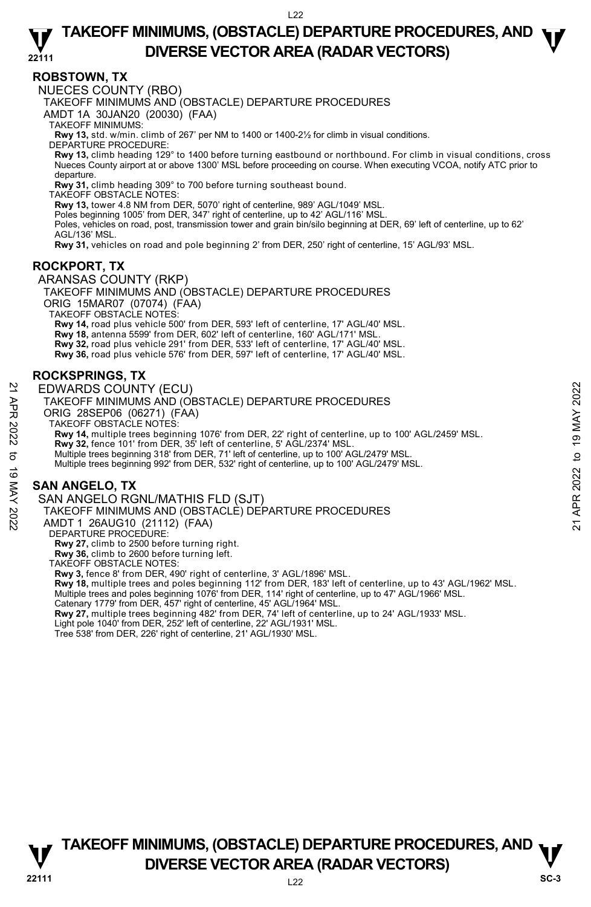## ROBSTOWN, TX

NUECES COUNTY (RBO)
TAKEOFF MINIMUMS AND (OBSTACLE) DEPARTURE PROCEDURES
AMDT 1A 30JAN20 (20030) (FAA)
TAKEOFF MINIMUMS:
**Rwy 13,** std. w/min. climb of 267' per NM to 1400 or 1400-2½ for climb in visual conditions.
DEPARTURE PROCEDURE:
**Rwy 13,** climb heading 129° to 1400 before turning eastbound or northbound. For climb in visual conditions, cross Nueces County airport at or above 1300' MSL before proceeding on course. When executing VCOA, notify ATC prior to departure.
**Rwy 31,** climb heading 309° to 700 before turning southeast bound.
TAKEOFF OBSTACLE NOTES:
**Rwy 13,** tower 4.8 NM from DER, 5070' right of centerline, 989' AGL/1049' MSL.
Poles beginning 1005' from DER, 347' right of centerline, up to 42' AGL/116' MSL.
Poles, vehicles on road, post, transmission tower and grain bin/silo beginning at DER, 69' left of centerline, up to 62' AGL/136' MSL.
**Rwy 31,** vehicles on road and pole beginning 2' from DER, 250' right of centerline, 15' AGL/93' MSL.

## ROCKPORT, TX

ARANSAS COUNTY (RKP)
TAKEOFF MINIMUMS AND (OBSTACLE) DEPARTURE PROCEDURES
ORIG 15MAR07 (07074) (FAA)
TAKEOFF OBSTACLE NOTES:
**Rwy 14,** road plus vehicle 500' from DER, 593' left of centerline, 17' AGL/40' MSL.
**Rwy 18,** antenna 5599' from DER, 602' left of centerline, 160' AGL/171' MSL.
**Rwy 32,** road plus vehicle 291' from DER, 533' left of centerline, 17' AGL/40' MSL.
**Rwy 36,** road plus vehicle 576' from DER, 597' left of centerline, 17' AGL/40' MSL.

## ROCKSPRINGS, TX

EDWARDS COUNTY (ECU)
TAKEOFF MINIMUMS AND (OBSTACLE) DEPARTURE PROCEDURES
ORIG 28SEP06 (06271) (FAA)
TAKEOFF OBSTACLE NOTES:
**Rwy 14,** multiple trees beginning 1076' from DER, 22' right of centerline, up to 100' AGL/2459' MSL.
**Rwy 32,** fence 101' from DER, 35' left of centerline, 5' AGL/2374' MSL.
Multiple trees beginning 318' from DER, 71' left of centerline, up to 100' AGL/2479' MSL.
Multiple trees beginning 992' from DER, 532' right of centerline, up to 100' AGL/2479' MSL.

## SAN ANGELO, TX

SAN ANGELO RGNL/MATHIS FLD (SJT)
TAKEOFF MINIMUMS AND (OBSTACLE) DEPARTURE PROCEDURES
AMDT 1 26AUG10 (21112) (FAA)
DEPARTURE PROCEDURE:
**Rwy 27,** climb to 2500 before turning right.
**Rwy 36,** climb to 2600 before turning left.
TAKEOFF OBSTACLE NOTES:
**Rwy 3,** fence 8' from DER, 490' right of centerline, 3' AGL/1896' MSL.
**Rwy 18,** multiple trees and poles beginning 112' from DER, 183' left of centerline, up to 43' AGL/1962' MSL.
Multiple trees and poles beginning 1076' from DER, 114' right of centerline, up to 47' AGL/1966' MSL.
Catenary 1779' from DER, 457' right of centerline, 45' AGL/1964' MSL.
**Rwy 27,** multiple trees beginning 482' from DER, 74' left of centerline, up to 24' AGL/1933' MSL.
Light pole 1040' from DER, 252' left of centerline, 22' AGL/1931' MSL.
Tree 538' from DER, 226' right of centerline, 21' AGL/1930' MSL.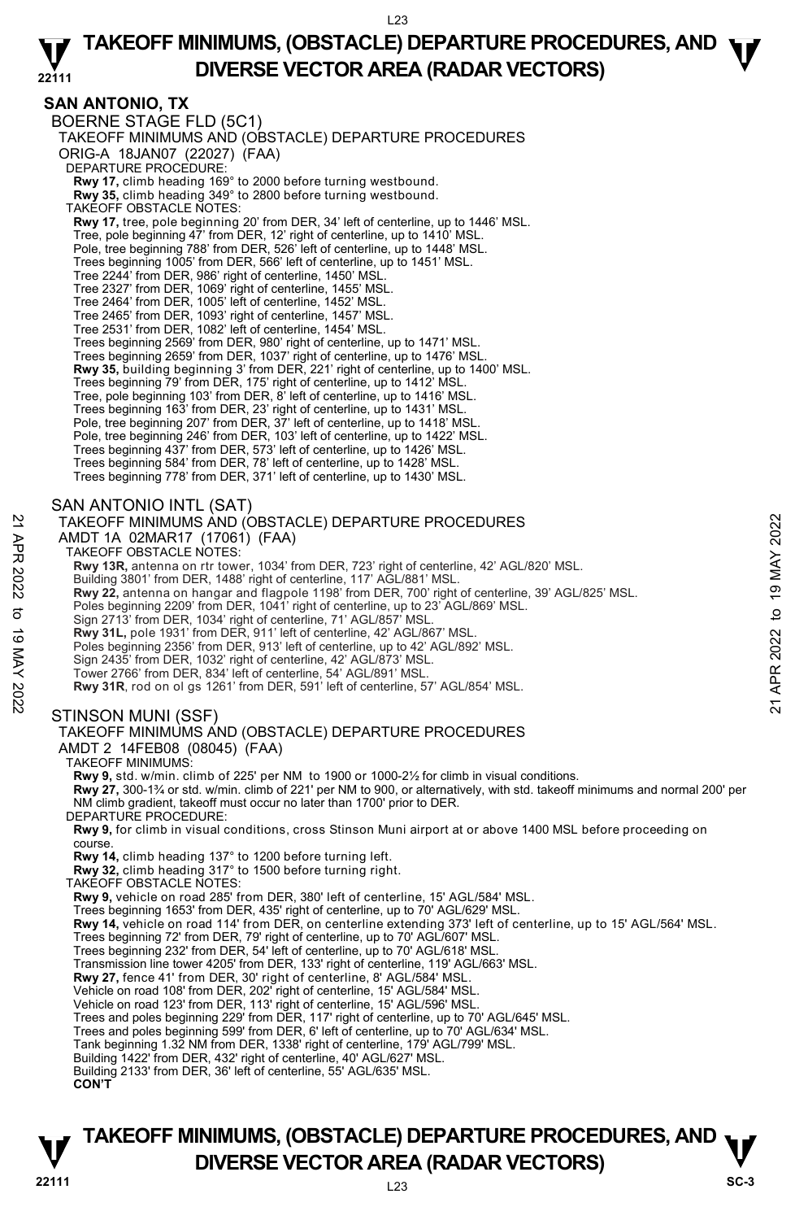## SAN ANTONIO, TX

### BOERNE STAGE FLD (5C1)

TAKEOFF MINIMUMS AND (OBSTACLE) DEPARTURE PROCEDURES
ORIG-A 18JAN07 (22027) (FAA)

DEPARTURE PROCEDURE:
**Rwy 17,** climb heading 169° to 2000 before turning westbound.
**Rwy 35,** climb heading 349° to 2800 before turning westbound.

TAKEOFF OBSTACLE NOTES:
**Rwy 17,** tree, pole beginning 20' from DER, 34' left of centerline, up to 1446' MSL.
Tree, pole beginning 47' from DER, 12' right of centerline, up to 1410' MSL.
Pole, tree beginning 788' from DER, 526' left of centerline, up to 1448' MSL.
Trees beginning 1005' from DER, 566' left of centerline, up to 1451' MSL.
Tree 2244' from DER, 986' right of centerline, 1450' MSL.
Tree 2327' from DER, 1069' right of centerline, 1455' MSL.
Tree 2464' from DER, 1005' left of centerline, 1452' MSL.
Tree 2465' from DER, 1093' right of centerline, 1457' MSL.
Tree 2531' from DER, 1082' left of centerline, 1454' MSL.
Trees beginning 2569' from DER, 980' right of centerline, up to 1471' MSL.
Trees beginning 2659' from DER, 1037' right of centerline, up to 1476' MSL.
**Rwy 35,** building beginning 3' from DER, 221' right of centerline, up to 1400' MSL.
Trees beginning 79' from DER, 175' right of centerline, up to 1412' MSL.
Tree, pole beginning 103' from DER, 8' left of centerline, up to 1416' MSL.
Trees beginning 163' from DER, 23' right of centerline, up to 1431' MSL.
Pole, tree beginning 207' from DER, 37' left of centerline, up to 1418' MSL.
Pole, tree beginning 246' from DER, 103' left of centerline, up to 1422' MSL.
Trees beginning 437' from DER, 573' left of centerline, up to 1426' MSL.
Trees beginning 584' from DER, 78' left of centerline, up to 1428' MSL.
Trees beginning 778' from DER, 371' left of centerline, up to 1430' MSL.

### SAN ANTONIO INTL (SAT)

TAKEOFF MINIMUMS AND (OBSTACLE) DEPARTURE PROCEDURES
AMDT 1A 02MAR17 (17061) (FAA)

TAKEOFF OBSTACLE NOTES:
**Rwy 13R,** antenna on rtr tower, 1034' from DER, 723' right of centerline, 42' AGL/820' MSL.
Building 3801' from DER, 1488' right of centerline, 117' AGL/881' MSL.
**Rwy 22,** antenna on hangar and flagpole 1198' from DER, 700' right of centerline, 39' AGL/825' MSL.
Poles beginning 2209' from DER, 1041' right of centerline, up to 23' AGL/869' MSL.
Sign 2713' from DER, 1034' right of centerline, 71' AGL/857' MSL.
**Rwy 31L,** pole 1931' from DER, 911' left of centerline, 42' AGL/867' MSL.
Poles beginning 2356' from DER, 913' left of centerline, up to 42' AGL/892' MSL.
Sign 2435' from DER, 1032' right of centerline, 42' AGL/873' MSL.
Tower 2766' from DER, 834' left of centerline, 54' AGL/891' MSL.
**Rwy 31R**, rod on ol gs 1261' from DER, 591' left of centerline, 57' AGL/854' MSL.

### STINSON MUNI (SSF)

TAKEOFF MINIMUMS AND (OBSTACLE) DEPARTURE PROCEDURES
AMDT 2 14FEB08 (08045) (FAA)

TAKEOFF MINIMUMS:
**Rwy 9,** std. w/min. climb of 225' per NM to 1900 or 1000-2½ for climb in visual conditions.
**Rwy 27,** 300-1¾ or std. w/min. climb of 221' per NM to 900, or alternatively, with std. takeoff minimums and normal 200' per NM climb gradient, takeoff must occur no later than 1700' prior to DER.

DEPARTURE PROCEDURE:
**Rwy 9,** for climb in visual conditions, cross Stinson Muni airport at or above 1400 MSL before proceeding on course.
**Rwy 14,** climb heading 137° to 1200 before turning left.
**Rwy 32,** climb heading 317° to 1500 before turning right.

TAKEOFF OBSTACLE NOTES:
**Rwy 9,** vehicle on road 285' from DER, 380' left of centerline, 15' AGL/584' MSL.
Trees beginning 1653' from DER, 435' right of centerline, up to 70' AGL/629' MSL.
**Rwy 14,** vehicle on road 114' from DER, on centerline extending 373' left of centerline, up to 15' AGL/564' MSL.
Trees beginning 72' from DER, 79' right of centerline, up to 70' AGL/607' MSL.
Trees beginning 232' from DER, 54' left of centerline, up to 70' AGL/618' MSL.
Transmission line tower 4205' from DER, 133' right of centerline, 119' AGL/663' MSL.
**Rwy 27,** fence 41' from DER, 30' right of centerline, 8' AGL/584' MSL.
Vehicle on road 108' from DER, 202' right of centerline, 15' AGL/584' MSL.
Vehicle on road 123' from DER, 113' right of centerline, 15' AGL/596' MSL.
Trees and poles beginning 229' from DER, 117' right of centerline, up to 70' AGL/645' MSL.
Trees and poles beginning 599' from DER, 6' left of centerline, up to 70' AGL/634' MSL.
Tank beginning 1.32 NM from DER, 1338' right of centerline, 179' AGL/799' MSL.
Building 1422' from DER, 432' right of centerline, 40' AGL/627' MSL.
Building 2133' from DER, 36' left of centerline, 55' AGL/635' MSL.
**CON'T**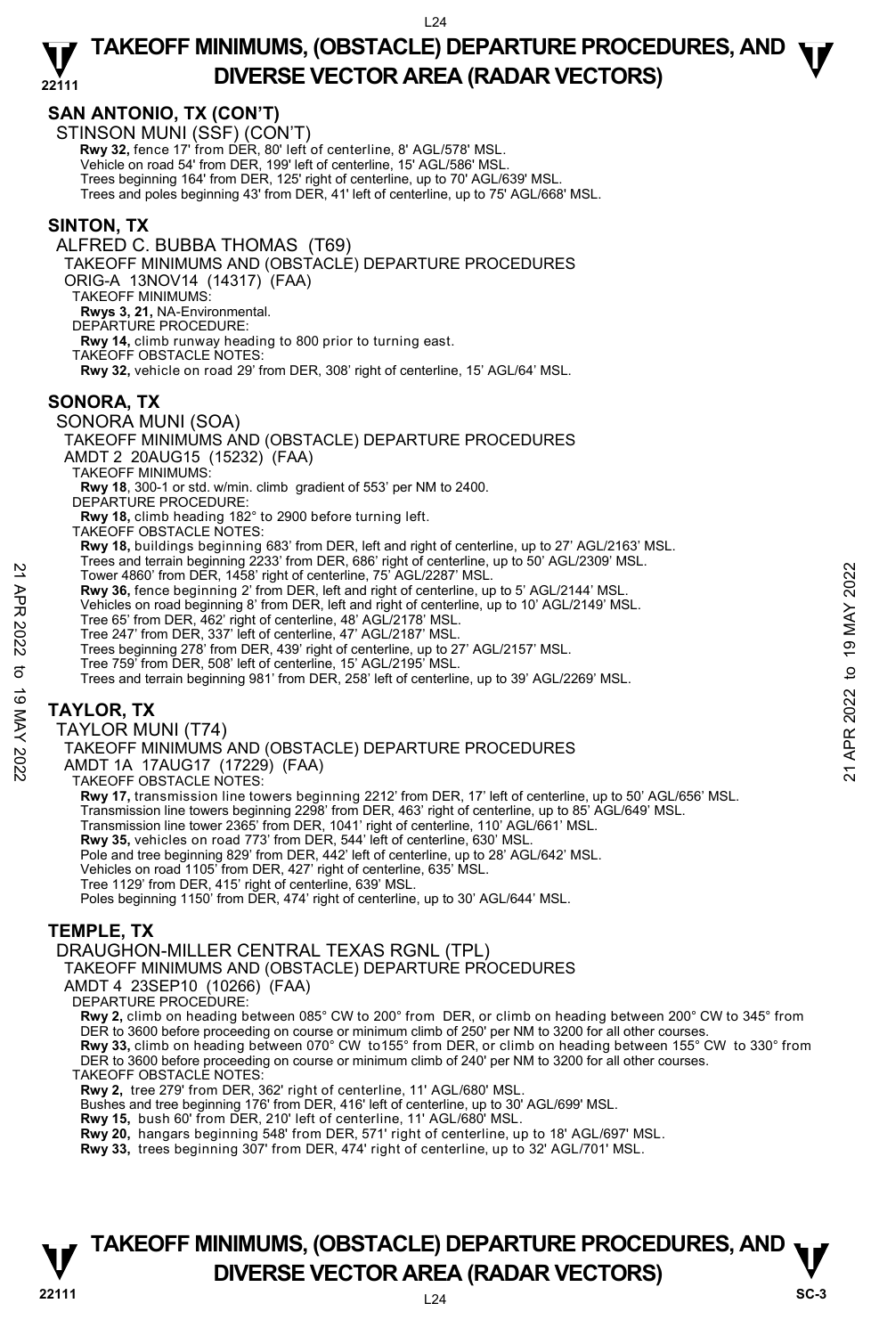## SAN ANTONIO, TX (CON'T)

STINSON MUNI (SSF) (CON'T)

**Rwy 32,** fence 17' from DER, 80' left of centerline, 8' AGL/578' MSL.
Vehicle on road 54' from DER, 199' left of centerline, 15' AGL/586' MSL.
Trees beginning 164' from DER, 125' right of centerline, up to 70' AGL/639' MSL.
Trees and poles beginning 43' from DER, 41' left of centerline, up to 75' AGL/668' MSL.

## SINTON, TX

ALFRED C. BUBBA THOMAS (T69)

TAKEOFF MINIMUMS AND (OBSTACLE) DEPARTURE PROCEDURES
ORIG-A 13NOV14 (14317) (FAA)

TAKEOFF MINIMUMS:
**Rwys 3, 21,** NA-Environmental.

DEPARTURE PROCEDURE:
**Rwy 14,** climb runway heading to 800 prior to turning east.

TAKEOFF OBSTACLE NOTES:
**Rwy 32,** vehicle on road 29' from DER, 308' right of centerline, 15' AGL/64' MSL.

## SONORA, TX

SONORA MUNI (SOA)

TAKEOFF MINIMUMS AND (OBSTACLE) DEPARTURE PROCEDURES
AMDT 2 20AUG15 (15232) (FAA)

TAKEOFF MINIMUMS:
**Rwy 18**, 300-1 or std. w/min. climb gradient of 553' per NM to 2400.

DEPARTURE PROCEDURE:
**Rwy 18,** climb heading 182° to 2900 before turning left.

TAKEOFF OBSTACLE NOTES:
**Rwy 18,** buildings beginning 683' from DER, left and right of centerline, up to 27' AGL/2163' MSL.
Trees and terrain beginning 2233' from DER, 686' right of centerline, up to 50' AGL/2309' MSL.
Tower 4860' from DER, 1458' right of centerline, 75' AGL/2287' MSL.
**Rwy 36,** fence beginning 2' from DER, left and right of centerline, up to 5' AGL/2144' MSL.
Vehicles on road beginning 8' from DER, left and right of centerline, up to 10' AGL/2149' MSL.
Tree 65' from DER, 462' right of centerline, 48' AGL/2178' MSL.
Tree 247' from DER, 337' left of centerline, 47' AGL/2187' MSL.
Trees beginning 278' from DER, 439' right of centerline, up to 27' AGL/2157' MSL.
Tree 759' from DER, 508' left of centerline, 15' AGL/2195' MSL.
Trees and terrain beginning 981' from DER, 258' left of centerline, up to 39' AGL/2269' MSL.

## TAYLOR, TX

TAYLOR MUNI (T74)

TAKEOFF MINIMUMS AND (OBSTACLE) DEPARTURE PROCEDURES
AMDT 1A 17AUG17 (17229) (FAA)

TAKEOFF OBSTACLE NOTES:
**Rwy 17,** transmission line towers beginning 2212' from DER, 17' left of centerline, up to 50' AGL/656' MSL.
Transmission line towers beginning 2298' from DER, 463' right of centerline, up to 85' AGL/649' MSL.
Transmission line tower 2365' from DER, 1041' right of centerline, 110' AGL/661' MSL.
**Rwy 35,** vehicles on road 773' from DER, 544' left of centerline, 630' MSL.
Pole and tree beginning 829' from DER, 442' left of centerline, up to 28' AGL/642' MSL.
Vehicles on road 1105' from DER, 427' right of centerline, 635' MSL.
Tree 1129' from DER, 415' right of centerline, 639' MSL.
Poles beginning 1150' from DER, 474' right of centerline, up to 30' AGL/644' MSL.

## TEMPLE, TX

DRAUGHON-MILLER CENTRAL TEXAS RGNL (TPL)

TAKEOFF MINIMUMS AND (OBSTACLE) DEPARTURE PROCEDURES
AMDT 4 23SEP10 (10266) (FAA)

DEPARTURE PROCEDURE:
**Rwy 2,** climb on heading between 085° CW to 200° from DER, or climb on heading between 200° CW to 345° from DER to 3600 before proceeding on course or minimum climb of 250' per NM to 3200 for all other courses.
**Rwy 33,** climb on heading between 070° CW to155° from DER, or climb on heading between 155° CW to 330° from DER to 3600 before proceeding on course or minimum climb of 240' per NM to 3200 for all other courses.

TAKEOFF OBSTACLE NOTES:
**Rwy 2,** tree 279' from DER, 362' right of centerline, 11' AGL/680' MSL.
Bushes and tree beginning 176' from DER, 416' left of centerline, up to 30' AGL/699' MSL.
**Rwy 15,** bush 60' from DER, 210' left of centerline, 11' AGL/680' MSL.
**Rwy 20,** hangars beginning 548' from DER, 571' right of centerline, up to 18' AGL/697' MSL.
**Rwy 33,** trees beginning 307' from DER, 474' right of centerline, up to 32' AGL/701' MSL.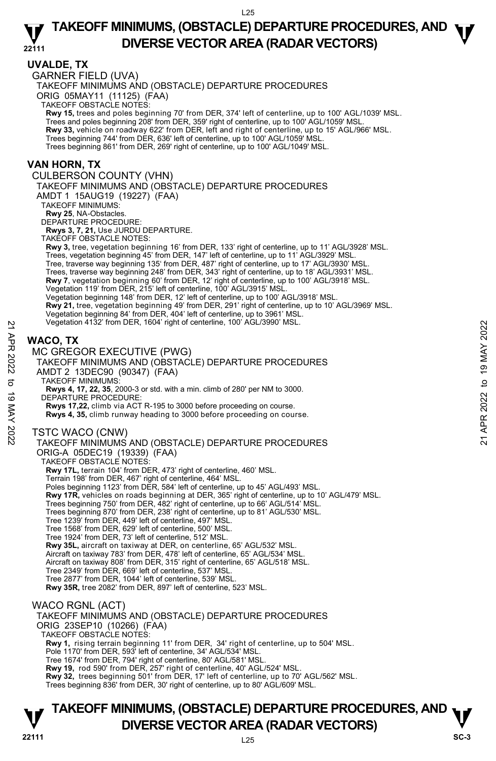## UVALDE, TX

GARNER FIELD (UVA)

TAKEOFF MINIMUMS AND (OBSTACLE) DEPARTURE PROCEDURES

ORIG 05MAY11 (11125) (FAA)

TAKEOFF OBSTACLE NOTES:

**Rwy 15,** trees and poles beginning 70' from DER, 374' left of centerline, up to 100' AGL/1039' MSL.
Trees and poles beginning 208' from DER, 359' right of centerline, up to 100' AGL/1059' MSL.
**Rwy 33,** vehicle on roadway 622' from DER, left and right of centerline, up to 15' AGL/966' MSL.
Trees beginning 744' from DER, 636' left of centerline, up to 100' AGL/1059' MSL.
Trees beginning 861' from DER, 269' right of centerline, up to 100' AGL/1049' MSL.

## VAN HORN, TX

CULBERSON COUNTY (VHN)

TAKEOFF MINIMUMS AND (OBSTACLE) DEPARTURE PROCEDURES

AMDT 1 15AUG19 (19227) (FAA)

TAKEOFF MINIMUMS:

**Rwy 25**, NA-Obstacles.

DEPARTURE PROCEDURE:

**Rwys 3, 7, 21,** Use JURDU DEPARTURE.

TAKEOFF OBSTACLE NOTES:

**Rwy 3,** tree, vegetation beginning 16' from DER, 133' right of centerline, up to 11' AGL/3928' MSL.
Trees, vegetation beginning 45' from DER, 147' left of centerline, up to 11' AGL/3929' MSL.
Tree, traverse way beginning 135' from DER, 487' right of centerline, up to 17' AGL/3930' MSL.
Trees, traverse way beginning 248' from DER, 343' right of centerline, up to 18' AGL/3931' MSL.
**Rwy 7**, vegetation beginning 60' from DER, 12' right of centerline, up to 100' AGL/3918' MSL.
Vegetation 119' from DER, 215' left of centerline, 100' AGL/3915' MSL.
Vegetation beginning 148' from DER, 12' left of centerline, up to 100' AGL/3918' MSL.
**Rwy 21,** tree, vegetation beginning 49' from DER, 291' right of centerline, up to 10' AGL/3969' MSL.
Vegetation beginning 84' from DER, 404' left of centerline, up to 3961' MSL.
Vegetation 4132' from DER, 1604' right of centerline, 100' AGL/3990' MSL.

## WACO, TX

MC GREGOR EXECUTIVE (PWG)

TAKEOFF MINIMUMS AND (OBSTACLE) DEPARTURE PROCEDURES

AMDT 2 13DEC90 (90347) (FAA)

TAKEOFF MINIMUMS:

**Rwys 4, 17, 22, 35**, 2000-3 or std. with a min. climb of 280' per NM to 3000.

DEPARTURE PROCEDURE:

**Rwys 17,22,** climb via ACT R-195 to 3000 before proceeding on course.
**Rwys 4, 35,** climb runway heading to 3000 before proceeding on course.

TSTC WACO (CNW)

TAKEOFF MINIMUMS AND (OBSTACLE) DEPARTURE PROCEDURES

ORIG-A 05DEC19 (19339) (FAA)

TAKEOFF OBSTACLE NOTES:

**Rwy 17L,** terrain 104' from DER, 473' right of centerline, 460' MSL.
Terrain 198' from DER, 467' right of centerline, 464' MSL.
Poles beginning 1123' from DER, 584' left of centerline, up to 45' AGL/493' MSL.
**Rwy 17R,** vehicles on roads beginning at DER, 365' right of centerline, up to 10' AGL/479' MSL.
Trees beginning 750' from DER, 482' right of centerline, up to 66' AGL/514' MSL.
Trees beginning 870' from DER, 238' right of centerline, up to 81' AGL/530' MSL.
Tree 1239' from DER, 449' left of centerline, 497' MSL.
Tree 1568' from DER, 629' left of centerline, 500' MSL.
Tree 1924' from DER, 73' left of centerline, 512' MSL.
**Rwy 35L,** aircraft on taxiway at DER, on centerline, 65' AGL/532' MSL.
Aircraft on taxiway 783' from DER, 478' left of centerline, 65' AGL/534' MSL.
Aircraft on taxiway 808' from DER, 315' right of centerline, 65' AGL/518' MSL.
Tree 2349' from DER, 669' left of centerline, 537' MSL.
Tree 2877' from DER, 1044' left of centerline, 539' MSL.
**Rwy 35R,** tree 2082' from DER, 897' left of centerline, 523' MSL.

WACO RGNL (ACT)

TAKEOFF MINIMUMS AND (OBSTACLE) DEPARTURE PROCEDURES

ORIG 23SEP10 (10266) (FAA)

TAKEOFF OBSTACLE NOTES:

**Rwy 1,** rising terrain beginning 11' from DER, 34' right of centerline, up to 504' MSL.
Pole 1170' from DER, 593' left of centerline, 34' AGL/534' MSL.
Tree 1674' from DER, 794' right of centerline, 80' AGL/581' MSL.
**Rwy 19,** rod 590' from DER, 257' right of centerline, 40' AGL/524' MSL.
**Rwy 32,** trees beginning 501' from DER, 17' left of centerline, up to 70' AGL/562' MSL.
Trees beginning 836' from DER, 30' right of centerline, up to 80' AGL/609' MSL.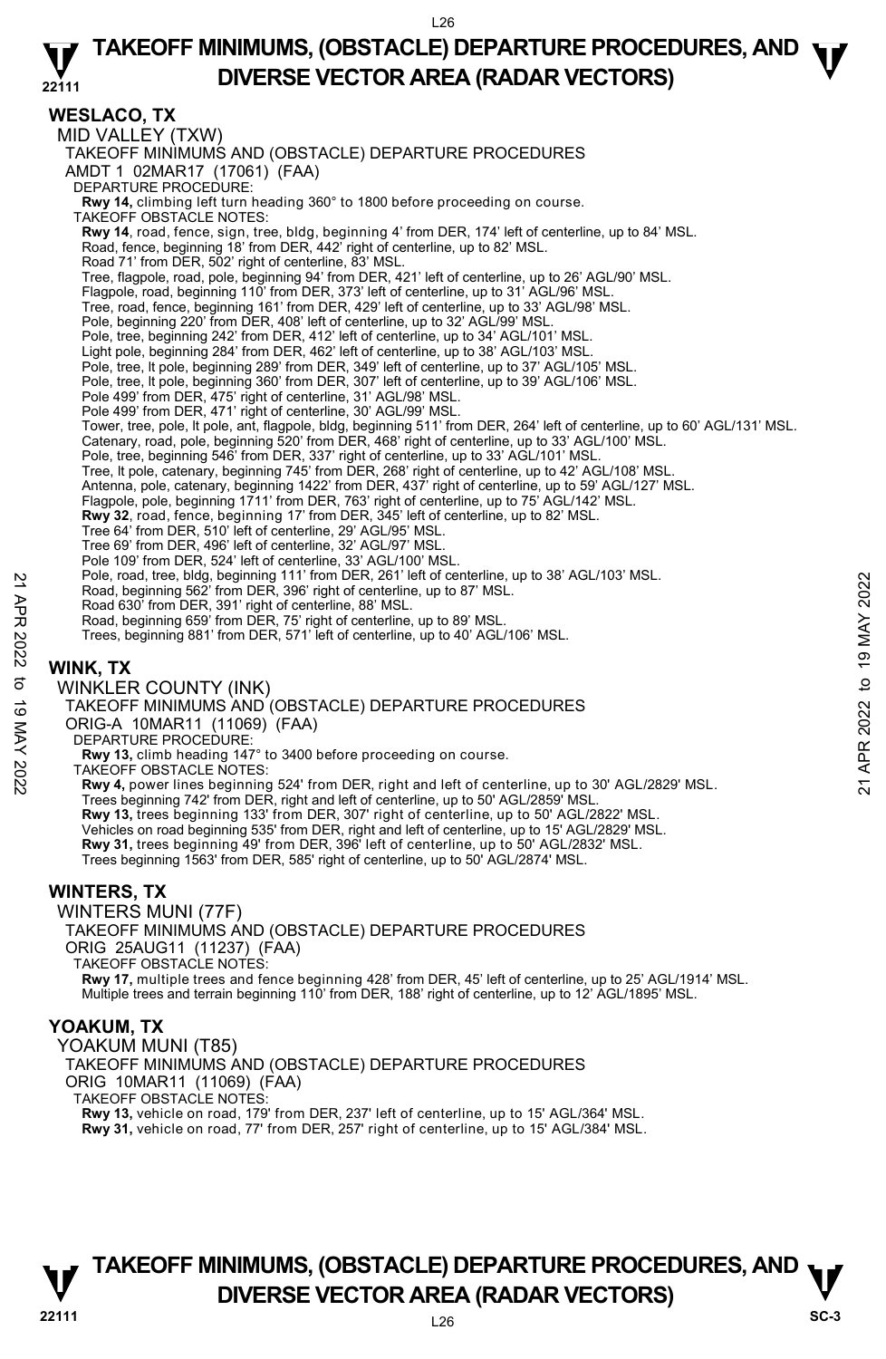## WESLACO, TX

MID VALLEY (TXW)

TAKEOFF MINIMUMS AND (OBSTACLE) DEPARTURE PROCEDURES

AMDT 1 02MAR17 (17061) (FAA)

DEPARTURE PROCEDURE:

**Rwy 14,** climbing left turn heading 360° to 1800 before proceeding on course.

TAKEOFF OBSTACLE NOTES:

**Rwy 14**, road, fence, sign, tree, bldg, beginning 4' from DER, 174' left of centerline, up to 84' MSL.
Road, fence, beginning 18' from DER, 442' right of centerline, up to 82' MSL.
Road 71' from DER, 502' right of centerline, 83' MSL.
Tree, flagpole, road, pole, beginning 94' from DER, 421' left of centerline, up to 26' AGL/90' MSL.
Flagpole, road, beginning 110' from DER, 373' left of centerline, up to 31' AGL/96' MSL.
Tree, road, fence, beginning 161' from DER, 429' left of centerline, up to 33' AGL/98' MSL.
Pole, beginning 220' from DER, 408' left of centerline, up to 32' AGL/99' MSL.
Pole, tree, beginning 242' from DER, 412' left of centerline, up to 34' AGL/101' MSL.
Light pole, beginning 284' from DER, 462' left of centerline, up to 38' AGL/103' MSL.
Pole, tree, lt pole, beginning 289' from DER, 349' left of centerline, up to 37' AGL/105' MSL.
Pole, tree, lt pole, beginning 360' from DER, 307' left of centerline, up to 39' AGL/106' MSL.
Pole 499' from DER, 475' right of centerline, 31' AGL/98' MSL.
Pole 499' from DER, 471' right of centerline, 30' AGL/99' MSL.
Tower, tree, pole, lt pole, ant, flagpole, bldg, beginning 511' from DER, 264' left of centerline, up to 60' AGL/131' MSL.
Catenary, road, pole, beginning 520' from DER, 468' right of centerline, up to 33' AGL/100' MSL.
Pole, tree, beginning 546' from DER, 337' right of centerline, up to 33' AGL/101' MSL.
Tree, lt pole, catenary, beginning 745' from DER, 268' right of centerline, up to 42' AGL/108' MSL.
Antenna, pole, catenary, beginning 1422' from DER, 437' right of centerline, up to 59' AGL/127' MSL.
Flagpole, pole, beginning 1711' from DER, 763' right of centerline, up to 75' AGL/142' MSL.

**Rwy 32**, road, fence, beginning 17' from DER, 345' left of centerline, up to 82' MSL.
Tree 64' from DER, 510' left of centerline, 29' AGL/95' MSL.
Tree 69' from DER, 496' left of centerline, 32' AGL/97' MSL.
Pole 109' from DER, 524' left of centerline, 33' AGL/100' MSL.
Pole, road, tree, bldg, beginning 111' from DER, 261' left of centerline, up to 38' AGL/103' MSL.
Road, beginning 562' from DER, 396' right of centerline, up to 87' MSL.
Road 630' from DER, 391' right of centerline, 88' MSL.
Road, beginning 659' from DER, 75' right of centerline, up to 89' MSL.
Trees, beginning 881' from DER, 571' left of centerline, up to 40' AGL/106' MSL.

## WINK, TX

WINKLER COUNTY (INK)

TAKEOFF MINIMUMS AND (OBSTACLE) DEPARTURE PROCEDURES

ORIG-A 10MAR11 (11069) (FAA)

DEPARTURE PROCEDURE:

**Rwy 13,** climb heading 147° to 3400 before proceeding on course.

TAKEOFF OBSTACLE NOTES:

**Rwy 4,** power lines beginning 524' from DER, right and left of centerline, up to 30' AGL/2829' MSL.
Trees beginning 742' from DER, right and left of centerline, up to 50' AGL/2859' MSL.

**Rwy 13,** trees beginning 133' from DER, 307' right of centerline, up to 50' AGL/2822' MSL.
Vehicles on road beginning 535' from DER, right and left of centerline, up to 15' AGL/2829' MSL.

**Rwy 31,** trees beginning 49' from DER, 396' left of centerline, up to 50' AGL/2832' MSL.
Trees beginning 1563' from DER, 585' right of centerline, up to 50' AGL/2874' MSL.

## WINTERS, TX

WINTERS MUNI (77F)

TAKEOFF MINIMUMS AND (OBSTACLE) DEPARTURE PROCEDURES

ORIG 25AUG11 (11237) (FAA)

TAKEOFF OBSTACLE NOTES:

**Rwy 17,** multiple trees and fence beginning 428' from DER, 45' left of centerline, up to 25' AGL/1914' MSL.
Multiple trees and terrain beginning 110' from DER, 188' right of centerline, up to 12' AGL/1895' MSL.

## YOAKUM, TX

YOAKUM MUNI (T85)

TAKEOFF MINIMUMS AND (OBSTACLE) DEPARTURE PROCEDURES

ORIG 10MAR11 (11069) (FAA)

TAKEOFF OBSTACLE NOTES:

**Rwy 13,** vehicle on road, 179' from DER, 237' left of centerline, up to 15' AGL/364' MSL.

**Rwy 31,** vehicle on road, 77' from DER, 257' right of centerline, up to 15' AGL/384' MSL.